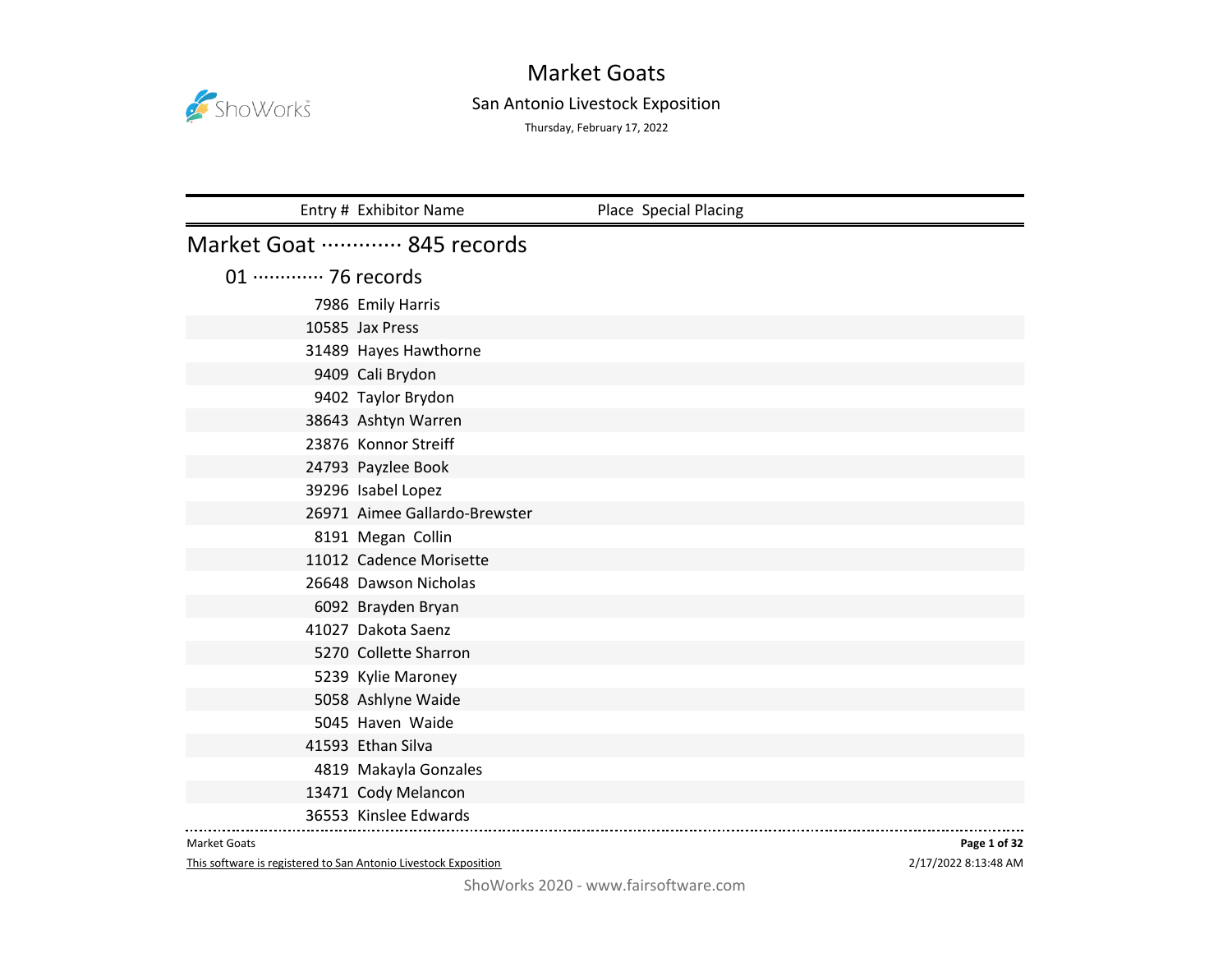# Market Goats

San Antonio Livestock Exposition

Thursday, February 17, 2022

| Entry # | Exhibitor Name | Place | Special Placing |
|---|---|---|---|

## Market Goat ············· 845 records

### 01 ············· 76 records

| Entry # | Exhibitor Name | Place | Special Placing |
|---|---|---|---|
| 7986 | Emily Harris | | |
| 10585 | Jax Press | | |
| 31489 | Hayes Hawthorne | | |
| 9409 | Cali Brydon | | |
| 9402 | Taylor Brydon | | |
| 38643 | Ashtyn Warren | | |
| 23876 | Konnor Streiff | | |
| 24793 | Payzlee Book | | |
| 39296 | Isabel Lopez | | |
| 26971 | Aimee Gallardo-Brewster | | |
| 8191 | Megan Collin | | |
| 11012 | Cadence Morisette | | |
| 26648 | Dawson Nicholas | | |
| 6092 | Brayden Bryan | | |
| 41027 | Dakota Saenz | | |
| 5270 | Collette Sharron | | |
| 5239 | Kylie Maroney | | |
| 5058 | Ashlyne Waide | | |
| 5045 | Haven Waide | | |
| 41593 | Ethan Silva | | |
| 4819 | Makayla Gonzales | | |
| 13471 | Cody Melancon | | |
| 36553 | Kinslee Edwards | | |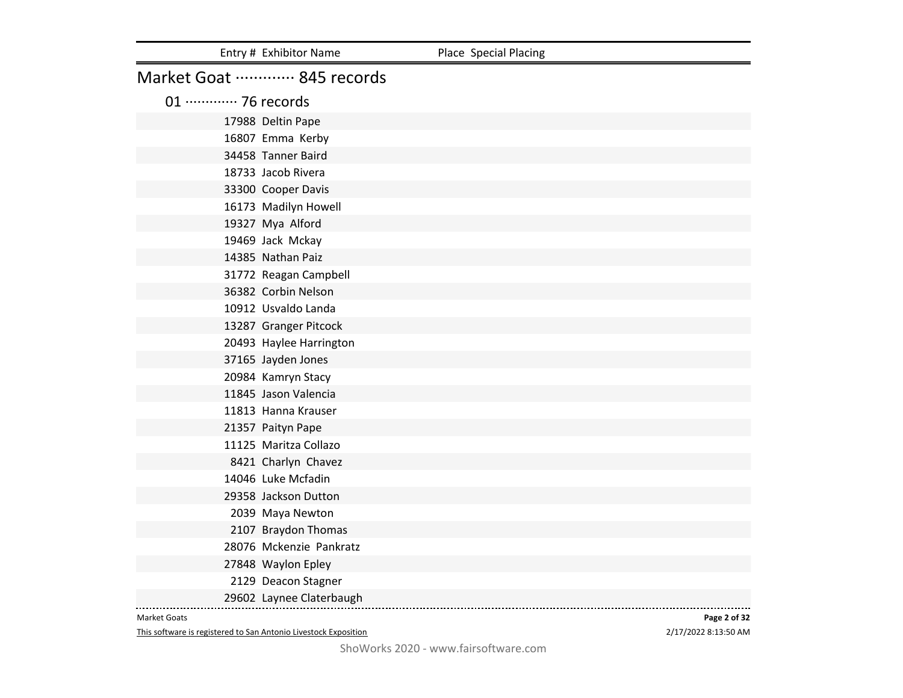| Entry # | Exhibitor Name | Place | Special Placing |
|---|---|---|---|

## Market Goat ············· 845 records

### 01 ············· 76 records

| Entry # | Exhibitor Name | Place | Special Placing |
|---|---|---|---|
| 17988 | Deltin Pape | | |
| 16807 | Emma Kerby | | |
| 34458 | Tanner Baird | | |
| 18733 | Jacob Rivera | | |
| 33300 | Cooper Davis | | |
| 16173 | Madilyn Howell | | |
| 19327 | Mya Alford | | |
| 19469 | Jack Mckay | | |
| 14385 | Nathan Paiz | | |
| 31772 | Reagan Campbell | | |
| 36382 | Corbin Nelson | | |
| 10912 | Usvaldo Landa | | |
| 13287 | Granger Pitcock | | |
| 20493 | Haylee Harrington | | |
| 37165 | Jayden Jones | | |
| 20984 | Kamryn Stacy | | |
| 11845 | Jason Valencia | | |
| 11813 | Hanna Krauser | | |
| 21357 | Paityn Pape | | |
| 11125 | Maritza Collazo | | |
| 8421 | Charlyn Chavez | | |
| 14046 | Luke Mcfadin | | |
| 29358 | Jackson Dutton | | |
| 2039 | Maya Newton | | |
| 2107 | Braydon Thomas | | |
| 28076 | Mckenzie Pankratz | | |
| 27848 | Waylon Epley | | |
| 2129 | Deacon Stagner | | |
| 29602 | Laynee Claterbaugh | | |

Market Goats

This software is registered to San Antonio Livestock Exposition

2/17/2022 8:13:50 AM

ShoWorks 2020 - www.fairsoftware.com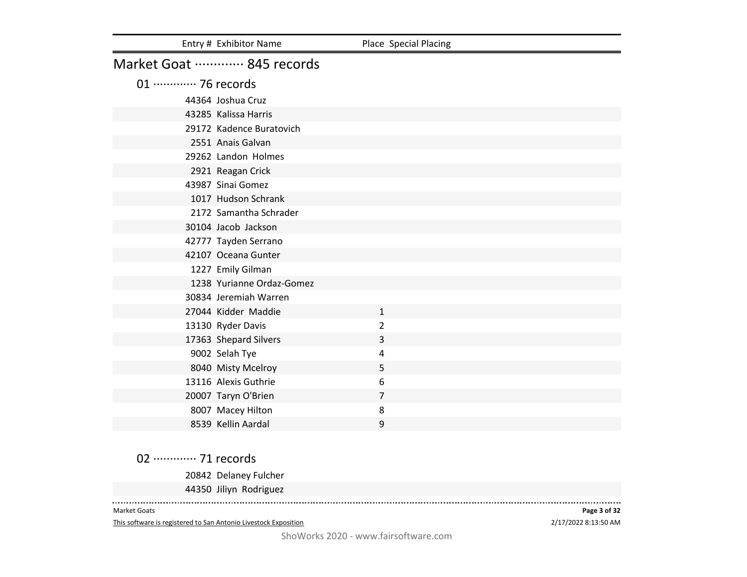| Entry # | Exhibitor Name | Place | Special Placing |
|---|---|---|---|

## Market Goat ············· 845 records

### 01 ············· 76 records

| Entry # | Exhibitor Name | Place | Special Placing |
|---|---|---|---|
| 44364 | Joshua Cruz | | |
| 43285 | Kalissa Harris | | |
| 29172 | Kadence Buratovich | | |
| 2551 | Anais Galvan | | |
| 29262 | Landon Holmes | | |
| 2921 | Reagan Crick | | |
| 43987 | Sinai Gomez | | |
| 1017 | Hudson Schrank | | |
| 2172 | Samantha Schrader | | |
| 30104 | Jacob Jackson | | |
| 42777 | Tayden Serrano | | |
| 42107 | Oceana Gunter | | |
| 1227 | Emily Gilman | | |
| 1238 | Yurianne Ordaz-Gomez | | |
| 30834 | Jeremiah Warren | | |
| 27044 | Kidder Maddie | 1 | |
| 13130 | Ryder Davis | 2 | |
| 17363 | Shepard Silvers | 3 | |
| 9002 | Selah Tye | 4 | |
| 8040 | Misty Mcelroy | 5 | |
| 13116 | Alexis Guthrie | 6 | |
| 20007 | Taryn O'Brien | 7 | |
| 8007 | Macey Hilton | 8 | |
| 8539 | Kellin Aardal | 9 | |

### 02 ············· 71 records

| Entry # | Exhibitor Name | Place | Special Placing |
|---|---|---|---|
| 20842 | Delaney Fulcher | | |
| 44350 | Jiliyn Rodriguez | | |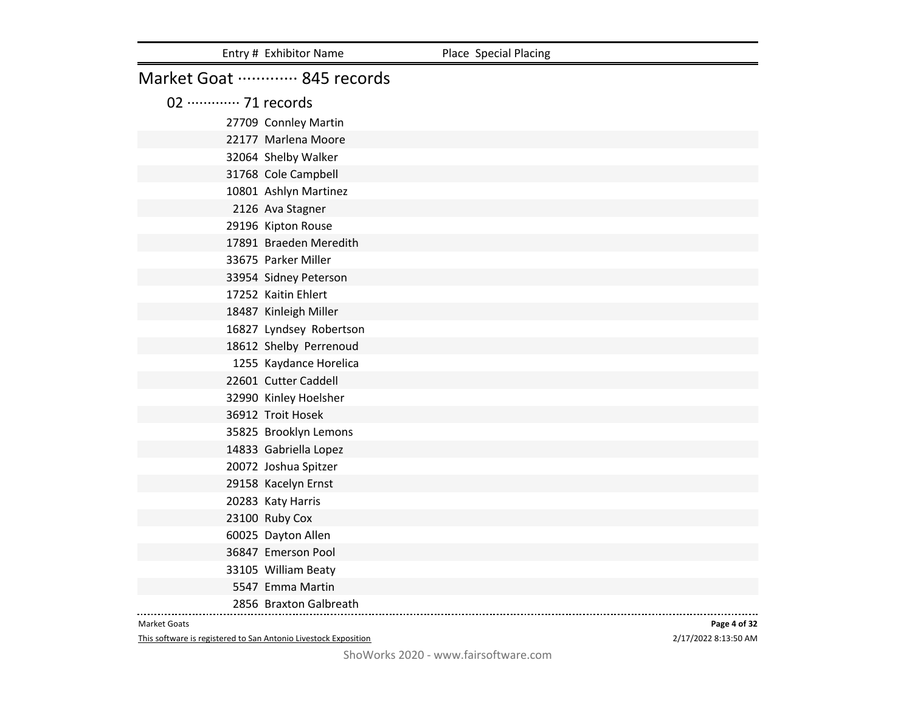| Entry # | Exhibitor Name | Place | Special Placing |
|---|---|---|---|

## Market Goat ············· 845 records

### 02 ············· 71 records

| Entry # | Exhibitor Name | Place | Special Placing |
|---|---|---|---|
| 27709 | Connley Martin | | |
| 22177 | Marlena Moore | | |
| 32064 | Shelby Walker | | |
| 31768 | Cole Campbell | | |
| 10801 | Ashlyn Martinez | | |
| 2126 | Ava Stagner | | |
| 29196 | Kipton Rouse | | |
| 17891 | Braeden Meredith | | |
| 33675 | Parker Miller | | |
| 33954 | Sidney Peterson | | |
| 17252 | Kaitin Ehlert | | |
| 18487 | Kinleigh Miller | | |
| 16827 | Lyndsey Robertson | | |
| 18612 | Shelby Perrenoud | | |
| 1255 | Kaydance Horelica | | |
| 22601 | Cutter Caddell | | |
| 32990 | Kinley Hoelsher | | |
| 36912 | Troit Hosek | | |
| 35825 | Brooklyn Lemons | | |
| 14833 | Gabriella Lopez | | |
| 20072 | Joshua Spitzer | | |
| 29158 | Kacelyn Ernst | | |
| 20283 | Katy Harris | | |
| 23100 | Ruby Cox | | |
| 60025 | Dayton Allen | | |
| 36847 | Emerson Pool | | |
| 33105 | William Beaty | | |
| 5547 | Emma Martin | | |
| 2856 | Braxton Galbreath | | |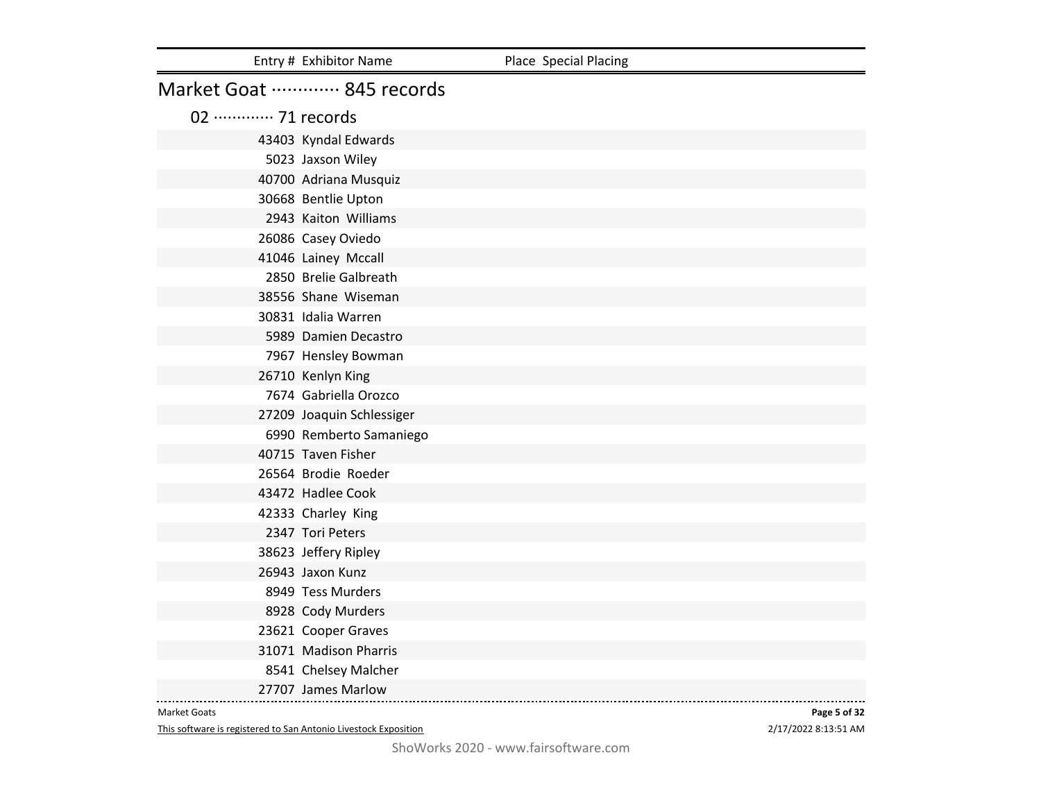| Entry # | Exhibitor Name | Place | Special Placing |
|---|---|---|---|

## Market Goat ············· 845 records

### 02 ············· 71 records

| Entry # | Exhibitor Name | Place | Special Placing |
|---|---|---|---|
| 43403 | Kyndal Edwards | | |
| 5023 | Jaxson Wiley | | |
| 40700 | Adriana Musquiz | | |
| 30668 | Bentlie Upton | | |
| 2943 | Kaiton Williams | | |
| 26086 | Casey Oviedo | | |
| 41046 | Lainey Mccall | | |
| 2850 | Brelie Galbreath | | |
| 38556 | Shane Wiseman | | |
| 30831 | Idalia Warren | | |
| 5989 | Damien Decastro | | |
| 7967 | Hensley Bowman | | |
| 26710 | Kenlyn King | | |
| 7674 | Gabriella Orozco | | |
| 27209 | Joaquin Schlessiger | | |
| 6990 | Remberto Samaniego | | |
| 40715 | Taven Fisher | | |
| 26564 | Brodie Roeder | | |
| 43472 | Hadlee Cook | | |
| 42333 | Charley King | | |
| 2347 | Tori Peters | | |
| 38623 | Jeffery Ripley | | |
| 26943 | Jaxon Kunz | | |
| 8949 | Tess Murders | | |
| 8928 | Cody Murders | | |
| 23621 | Cooper Graves | | |
| 31071 | Madison Pharris | | |
| 8541 | Chelsey Malcher | | |
| 27707 | James Marlow | | |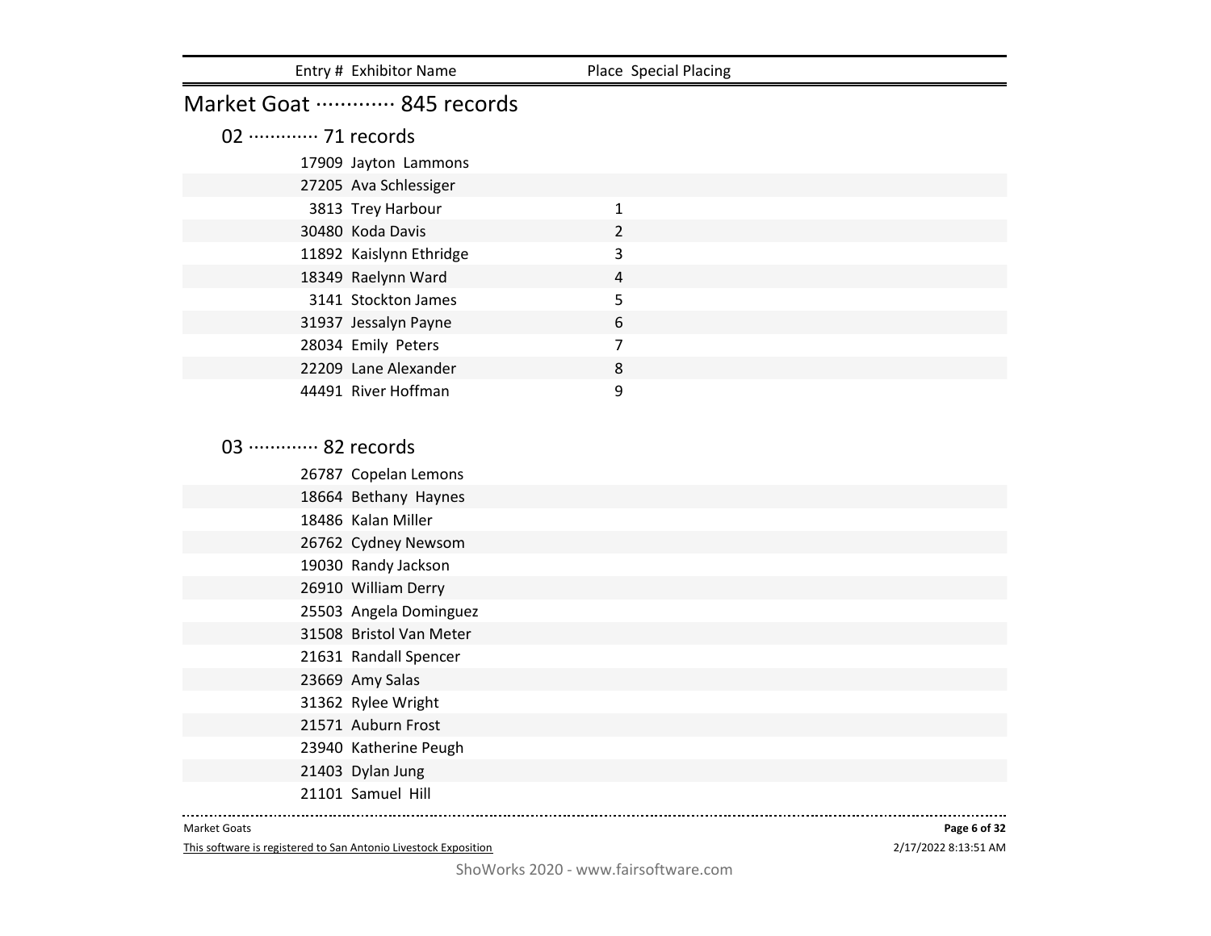| Entry # | Exhibitor Name | Place | Special Placing |
| --- | --- | --- | --- |

## Market Goat ············· 845 records

### 02 ············· 71 records

| Entry # | Exhibitor Name | Place | Special Placing |
| --- | --- | --- | --- |
| 17909 | Jayton Lammons | | |
| 27205 | Ava Schlessiger | | |
| 3813 | Trey Harbour | 1 | |
| 30480 | Koda Davis | 2 | |
| 11892 | Kaislynn Ethridge | 3 | |
| 18349 | Raelynn Ward | 4 | |
| 3141 | Stockton James | 5 | |
| 31937 | Jessalyn Payne | 6 | |
| 28034 | Emily Peters | 7 | |
| 22209 | Lane Alexander | 8 | |
| 44491 | River Hoffman | 9 | |

### 03 ············· 82 records

| Entry # | Exhibitor Name | Place | Special Placing |
| --- | --- | --- | --- |
| 26787 | Copelan Lemons | | |
| 18664 | Bethany Haynes | | |
| 18486 | Kalan Miller | | |
| 26762 | Cydney Newsom | | |
| 19030 | Randy Jackson | | |
| 26910 | William Derry | | |
| 25503 | Angela Dominguez | | |
| 31508 | Bristol Van Meter | | |
| 21631 | Randall Spencer | | |
| 23669 | Amy Salas | | |
| 31362 | Rylee Wright | | |
| 21571 | Auburn Frost | | |
| 23940 | Katherine Peugh | | |
| 21403 | Dylan Jung | | |
| 21101 | Samuel Hill | | |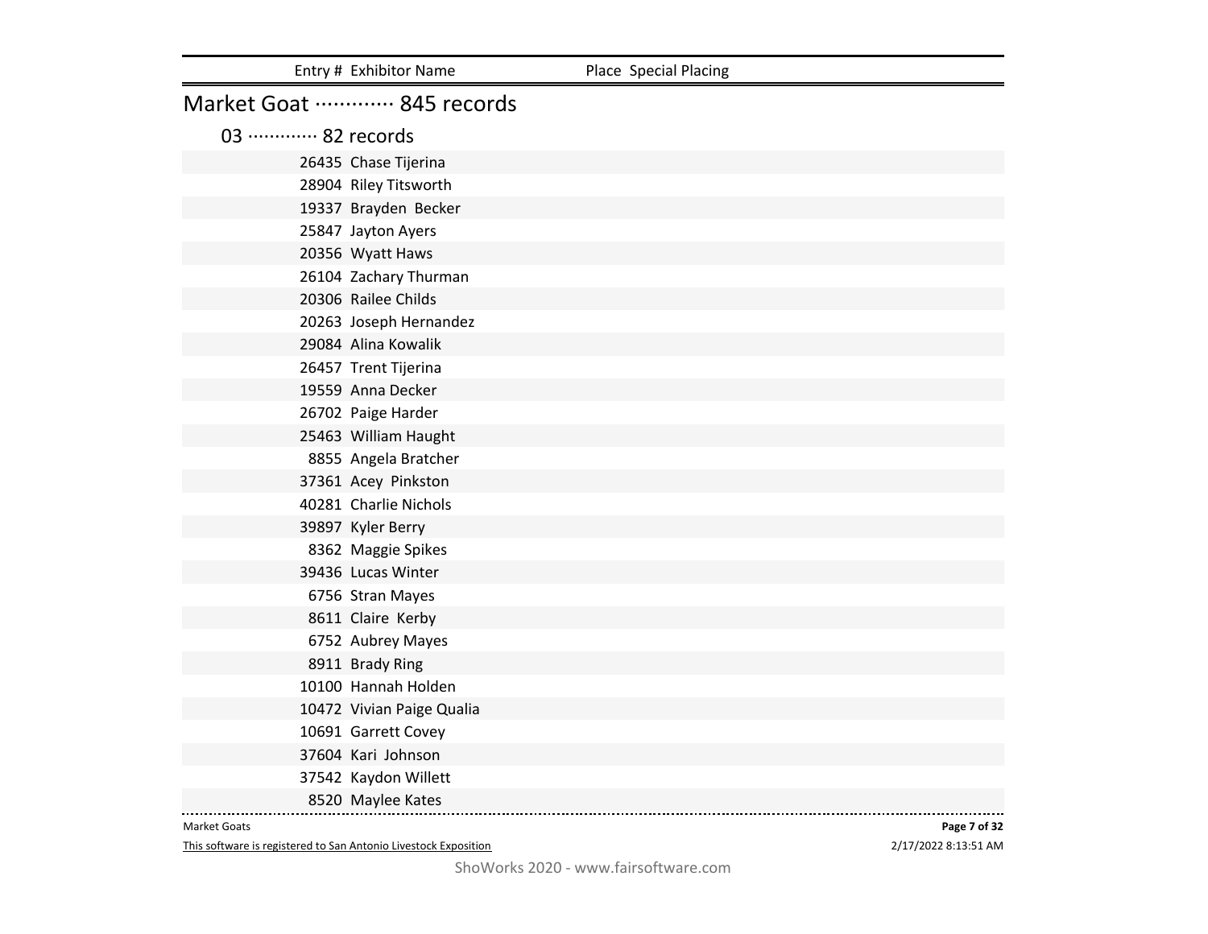| Entry # | Exhibitor Name | Place | Special Placing |
|---|---|---|---|

## Market Goat ············· 845 records

### 03 ············· 82 records

| Entry # | Exhibitor Name | Place | Special Placing |
|---|---|---|---|
| 26435 | Chase Tijerina | | |
| 28904 | Riley Titsworth | | |
| 19337 | Brayden Becker | | |
| 25847 | Jayton Ayers | | |
| 20356 | Wyatt Haws | | |
| 26104 | Zachary Thurman | | |
| 20306 | Railee Childs | | |
| 20263 | Joseph Hernandez | | |
| 29084 | Alina Kowalik | | |
| 26457 | Trent Tijerina | | |
| 19559 | Anna Decker | | |
| 26702 | Paige Harder | | |
| 25463 | William Haught | | |
| 8855 | Angela Bratcher | | |
| 37361 | Acey Pinkston | | |
| 40281 | Charlie Nichols | | |
| 39897 | Kyler Berry | | |
| 8362 | Maggie Spikes | | |
| 39436 | Lucas Winter | | |
| 6756 | Stran Mayes | | |
| 8611 | Claire Kerby | | |
| 6752 | Aubrey Mayes | | |
| 8911 | Brady Ring | | |
| 10100 | Hannah Holden | | |
| 10472 | Vivian Paige Qualia | | |
| 10691 | Garrett Covey | | |
| 37604 | Kari Johnson | | |
| 37542 | Kaydon Willett | | |
| 8520 | Maylee Kates | | |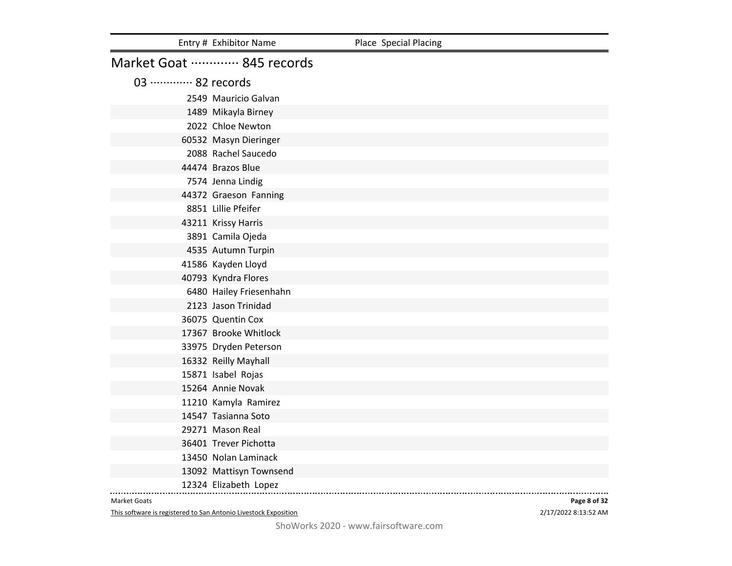| Entry # | Exhibitor Name | Place | Special Placing |
| --- | --- | --- | --- |

## Market Goat ············· 845 records

### 03 ············· 82 records

| Entry # | Exhibitor Name | Place | Special Placing |
| --- | --- | --- | --- |
| 2549 | Mauricio Galvan | | |
| 1489 | Mikayla Birney | | |
| 2022 | Chloe Newton | | |
| 60532 | Masyn Dieringer | | |
| 2088 | Rachel Saucedo | | |
| 44474 | Brazos Blue | | |
| 7574 | Jenna Lindig | | |
| 44372 | Graeson Fanning | | |
| 8851 | Lillie Pfeifer | | |
| 43211 | Krissy Harris | | |
| 3891 | Camila Ojeda | | |
| 4535 | Autumn Turpin | | |
| 41586 | Kayden Lloyd | | |
| 40793 | Kyndra Flores | | |
| 6480 | Hailey Friesenhahn | | |
| 2123 | Jason Trinidad | | |
| 36075 | Quentin Cox | | |
| 17367 | Brooke Whitlock | | |
| 33975 | Dryden Peterson | | |
| 16332 | Reilly Mayhall | | |
| 15871 | Isabel Rojas | | |
| 15264 | Annie Novak | | |
| 11210 | Kamyla Ramirez | | |
| 14547 | Tasianna Soto | | |
| 29271 | Mason Real | | |
| 36401 | Trever Pichotta | | |
| 13450 | Nolan Laminack | | |
| 13092 | Mattisyn Townsend | | |
| 12324 | Elizabeth Lopez | | |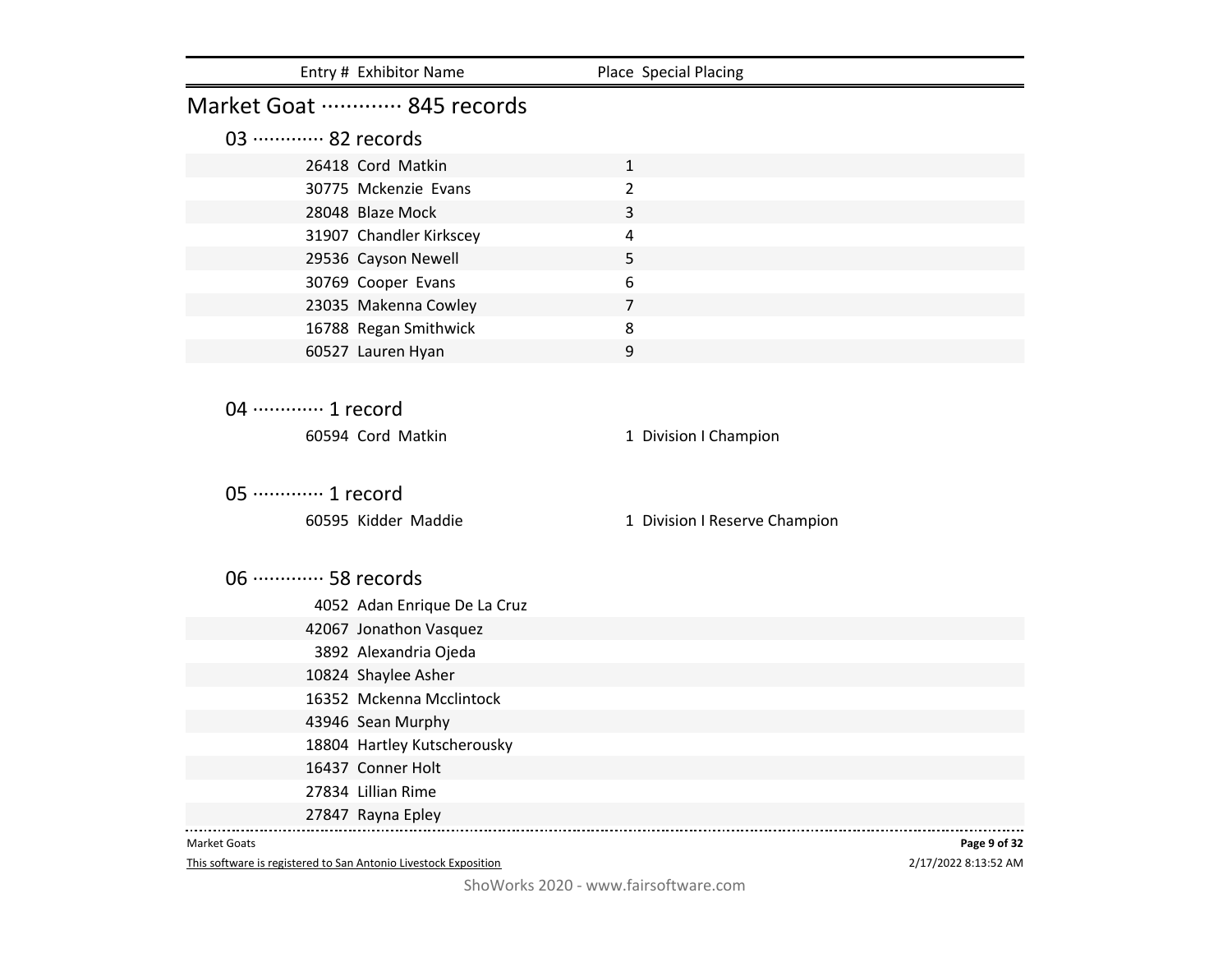| Entry # | Exhibitor Name | Place | Special Placing |
|---|---|---|---|

## Market Goat ············· 845 records

### 03 ············· 82 records

| Entry # | Exhibitor Name | Place | Special Placing |
|---|---|---|---|
| 26418 | Cord Matkin | 1 | |
| 30775 | Mckenzie Evans | 2 | |
| 28048 | Blaze Mock | 3 | |
| 31907 | Chandler Kirkscey | 4 | |
| 29536 | Cayson Newell | 5 | |
| 30769 | Cooper Evans | 6 | |
| 23035 | Makenna Cowley | 7 | |
| 16788 | Regan Smithwick | 8 | |
| 60527 | Lauren Hyan | 9 | |

### 04 ············· 1 record

| Entry # | Exhibitor Name | Place | Special Placing |
|---|---|---|---|
| 60594 | Cord Matkin | 1 | Division I Champion |

### 05 ············· 1 record

| Entry # | Exhibitor Name | Place | Special Placing |
|---|---|---|---|
| 60595 | Kidder Maddie | 1 | Division I Reserve Champion |

### 06 ············· 58 records

| Entry # | Exhibitor Name | Place | Special Placing |
|---|---|---|---|
| 4052 | Adan Enrique De La Cruz | | |
| 42067 | Jonathon Vasquez | | |
| 3892 | Alexandria Ojeda | | |
| 10824 | Shaylee Asher | | |
| 16352 | Mckenna Mcclintock | | |
| 43946 | Sean Murphy | | |
| 18804 | Hartley Kutscherousky | | |
| 16437 | Conner Holt | | |
| 27834 | Lillian Rime | | |
| 27847 | Rayna Epley | | |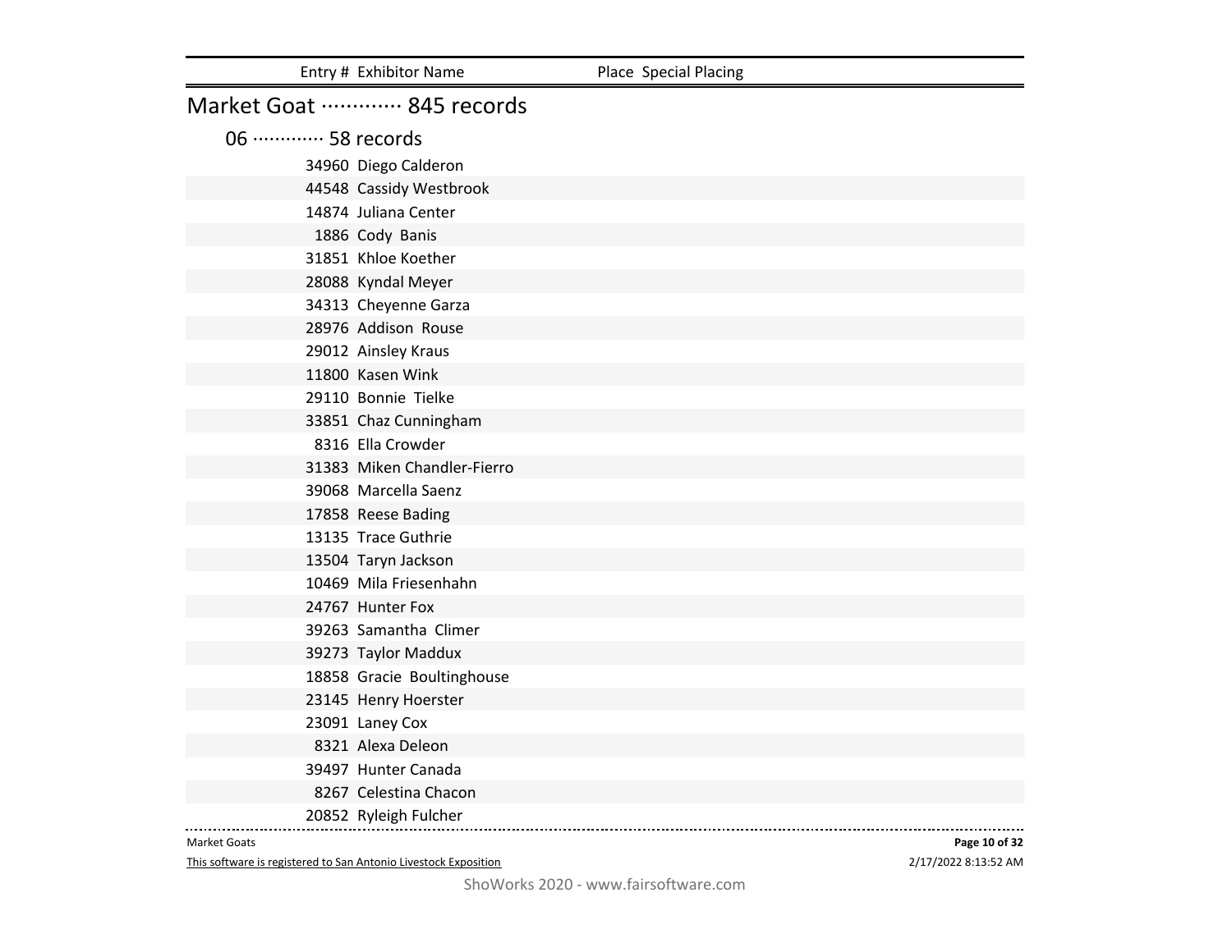| Entry # | Exhibitor Name | Place | Special Placing |
|---|---|---|---|

## Market Goat ············· 845 records

### 06 ············· 58 records

| Entry # | Exhibitor Name | Place | Special Placing |
|---|---|---|---|
| 34960 | Diego Calderon | | |
| 44548 | Cassidy Westbrook | | |
| 14874 | Juliana Center | | |
| 1886 | Cody Banis | | |
| 31851 | Khloe Koether | | |
| 28088 | Kyndal Meyer | | |
| 34313 | Cheyenne Garza | | |
| 28976 | Addison Rouse | | |
| 29012 | Ainsley Kraus | | |
| 11800 | Kasen Wink | | |
| 29110 | Bonnie Tielke | | |
| 33851 | Chaz Cunningham | | |
| 8316 | Ella Crowder | | |
| 31383 | Miken Chandler-Fierro | | |
| 39068 | Marcella Saenz | | |
| 17858 | Reese Bading | | |
| 13135 | Trace Guthrie | | |
| 13504 | Taryn Jackson | | |
| 10469 | Mila Friesenhahn | | |
| 24767 | Hunter Fox | | |
| 39263 | Samantha Climer | | |
| 39273 | Taylor Maddux | | |
| 18858 | Gracie Boultinghouse | | |
| 23145 | Henry Hoerster | | |
| 23091 | Laney Cox | | |
| 8321 | Alexa Deleon | | |
| 39497 | Hunter Canada | | |
| 8267 | Celestina Chacon | | |
| 20852 | Ryleigh Fulcher | | |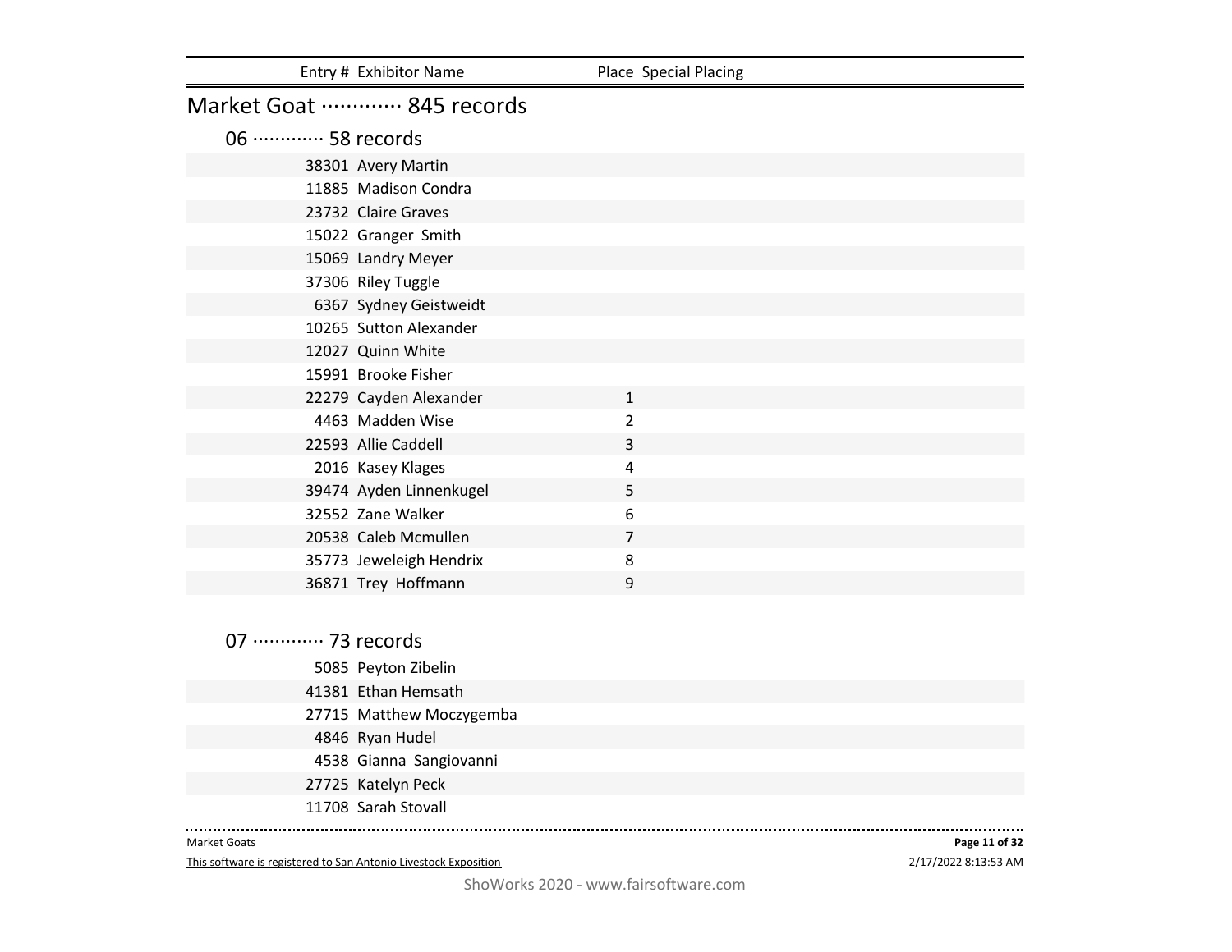| Entry # | Exhibitor Name | Place | Special Placing |
|---|---|---|---|

## Market Goat ············· 845 records

### 06 ············· 58 records

| Entry # | Exhibitor Name | Place | Special Placing |
|---|---|---|---|
| 38301 | Avery Martin | | |
| 11885 | Madison Condra | | |
| 23732 | Claire Graves | | |
| 15022 | Granger Smith | | |
| 15069 | Landry Meyer | | |
| 37306 | Riley Tuggle | | |
| 6367 | Sydney Geistweidt | | |
| 10265 | Sutton Alexander | | |
| 12027 | Quinn White | | |
| 15991 | Brooke Fisher | | |
| 22279 | Cayden Alexander | 1 | |
| 4463 | Madden Wise | 2 | |
| 22593 | Allie Caddell | 3 | |
| 2016 | Kasey Klages | 4 | |
| 39474 | Ayden Linnenkugel | 5 | |
| 32552 | Zane Walker | 6 | |
| 20538 | Caleb Mcmullen | 7 | |
| 35773 | Jeweleigh Hendrix | 8 | |
| 36871 | Trey Hoffmann | 9 | |

### 07 ············· 73 records

| Entry # | Exhibitor Name | Place | Special Placing |
|---|---|---|---|
| 5085 | Peyton Zibelin | | |
| 41381 | Ethan Hemsath | | |
| 27715 | Matthew Moczygemba | | |
| 4846 | Ryan Hudel | | |
| 4538 | Gianna Sangiovanni | | |
| 27725 | Katelyn Peck | | |
| 11708 | Sarah Stovall | | |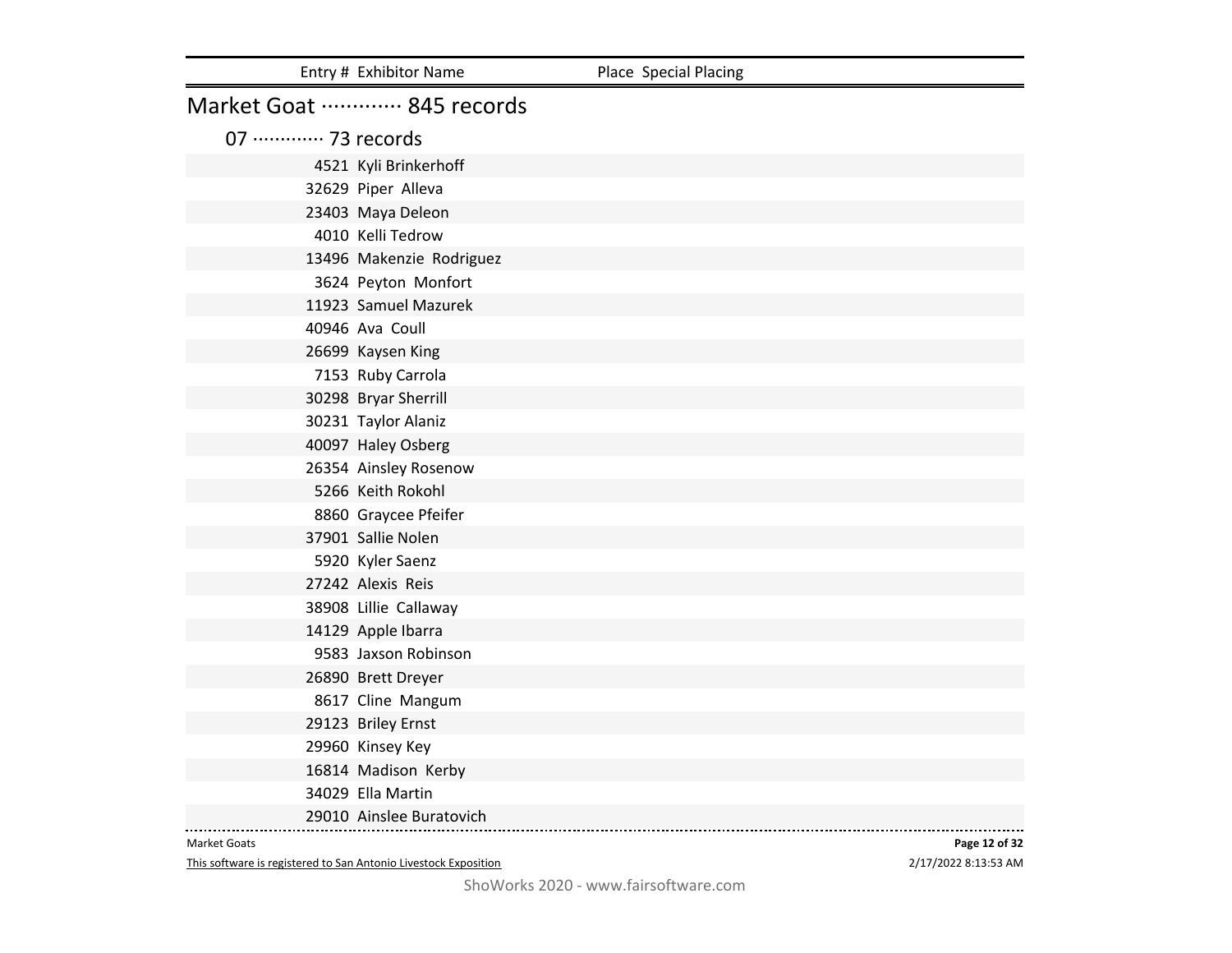| Entry # | Exhibitor Name | Place | Special Placing |
|---|---|---|---|

## Market Goat ············· 845 records

### 07 ············· 73 records

| Entry # | Exhibitor Name | Place | Special Placing |
|---|---|---|---|
| 4521 | Kyli Brinkerhoff | | |
| 32629 | Piper Alleva | | |
| 23403 | Maya Deleon | | |
| 4010 | Kelli Tedrow | | |
| 13496 | Makenzie Rodriguez | | |
| 3624 | Peyton Monfort | | |
| 11923 | Samuel Mazurek | | |
| 40946 | Ava Coull | | |
| 26699 | Kaysen King | | |
| 7153 | Ruby Carrola | | |
| 30298 | Bryar Sherrill | | |
| 30231 | Taylor Alaniz | | |
| 40097 | Haley Osberg | | |
| 26354 | Ainsley Rosenow | | |
| 5266 | Keith Rokohl | | |
| 8860 | Graycee Pfeifer | | |
| 37901 | Sallie Nolen | | |
| 5920 | Kyler Saenz | | |
| 27242 | Alexis Reis | | |
| 38908 | Lillie Callaway | | |
| 14129 | Apple Ibarra | | |
| 9583 | Jaxson Robinson | | |
| 26890 | Brett Dreyer | | |
| 8617 | Cline Mangum | | |
| 29123 | Briley Ernst | | |
| 29960 | Kinsey Key | | |
| 16814 | Madison Kerby | | |
| 34029 | Ella Martin | | |
| 29010 | Ainslee Buratovich | | |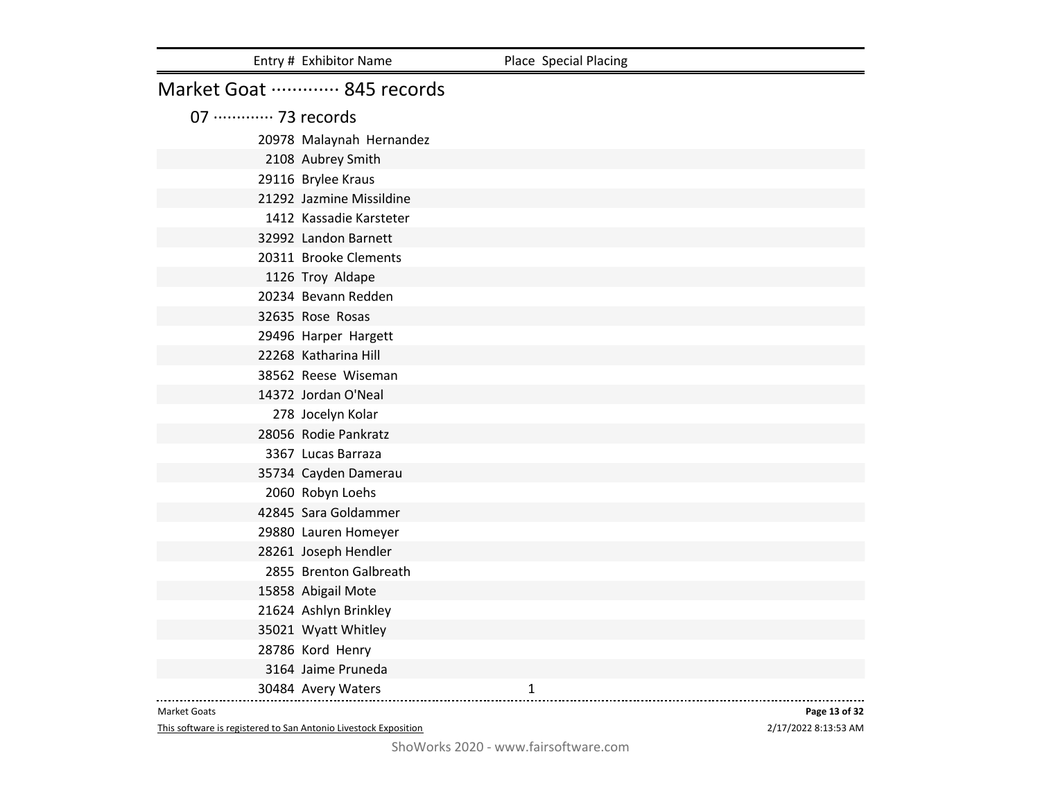| Entry # | Exhibitor Name | Place | Special Placing |
|---|---|---|---|

## Market Goat ············· 845 records

### 07 ············· 73 records

| Entry # | Exhibitor Name | Place | Special Placing |
|---|---|---|---|
| 20978 | Malaynah Hernandez | | |
| 2108 | Aubrey Smith | | |
| 29116 | Brylee Kraus | | |
| 21292 | Jazmine Missildine | | |
| 1412 | Kassadie Karsteter | | |
| 32992 | Landon Barnett | | |
| 20311 | Brooke Clements | | |
| 1126 | Troy Aldape | | |
| 20234 | Bevann Redden | | |
| 32635 | Rose Rosas | | |
| 29496 | Harper Hargett | | |
| 22268 | Katharina Hill | | |
| 38562 | Reese Wiseman | | |
| 14372 | Jordan O'Neal | | |
| 278 | Jocelyn Kolar | | |
| 28056 | Rodie Pankratz | | |
| 3367 | Lucas Barraza | | |
| 35734 | Cayden Damerau | | |
| 2060 | Robyn Loehs | | |
| 42845 | Sara Goldammer | | |
| 29880 | Lauren Homeyer | | |
| 28261 | Joseph Hendler | | |
| 2855 | Brenton Galbreath | | |
| 15858 | Abigail Mote | | |
| 21624 | Ashlyn Brinkley | | |
| 35021 | Wyatt Whitley | | |
| 28786 | Kord Henry | | |
| 3164 | Jaime Pruneda | | |
| 30484 | Avery Waters | 1 | |

Market Goats

This software is registered to San Antonio Livestock Exposition

2/17/2022 8:13:53 AM

ShoWorks 2020 - www.fairsoftware.com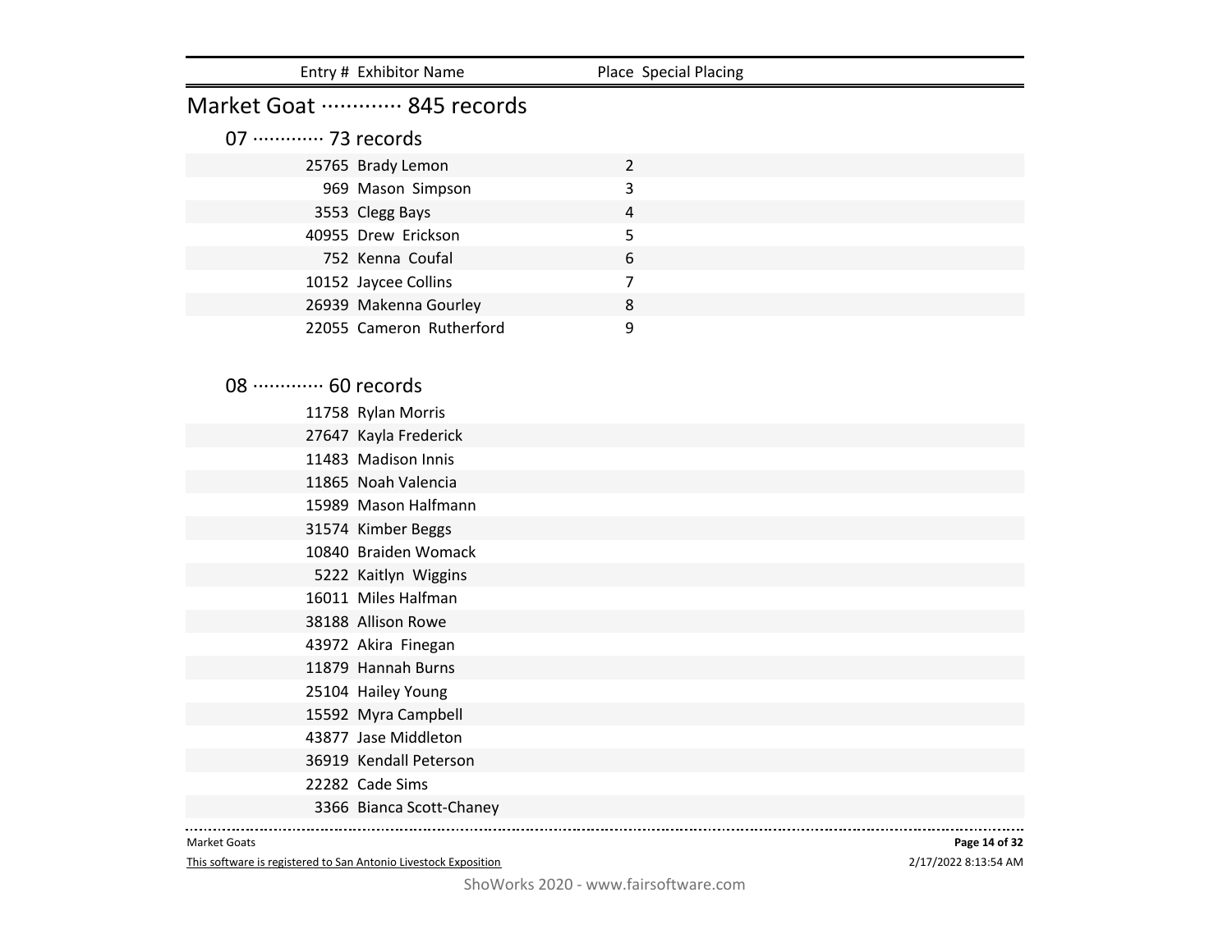| Entry # | Exhibitor Name | Place | Special Placing |
|---|---|---|---|

## Market Goat ············· 845 records

### 07 ············· 73 records

| Entry # | Exhibitor Name | Place | Special Placing |
|---|---|---|---|
| 25765 | Brady Lemon | 2 | |
| 969 | Mason Simpson | 3 | |
| 3553 | Clegg Bays | 4 | |
| 40955 | Drew Erickson | 5 | |
| 752 | Kenna Coufal | 6 | |
| 10152 | Jaycee Collins | 7 | |
| 26939 | Makenna Gourley | 8 | |
| 22055 | Cameron Rutherford | 9 | |

### 08 ············· 60 records

| Entry # | Exhibitor Name | Place | Special Placing |
|---|---|---|---|
| 11758 | Rylan Morris | | |
| 27647 | Kayla Frederick | | |
| 11483 | Madison Innis | | |
| 11865 | Noah Valencia | | |
| 15989 | Mason Halfmann | | |
| 31574 | Kimber Beggs | | |
| 10840 | Braiden Womack | | |
| 5222 | Kaitlyn Wiggins | | |
| 16011 | Miles Halfman | | |
| 38188 | Allison Rowe | | |
| 43972 | Akira Finegan | | |
| 11879 | Hannah Burns | | |
| 25104 | Hailey Young | | |
| 15592 | Myra Campbell | | |
| 43877 | Jase Middleton | | |
| 36919 | Kendall Peterson | | |
| 22282 | Cade Sims | | |
| 3366 | Bianca Scott-Chaney | | |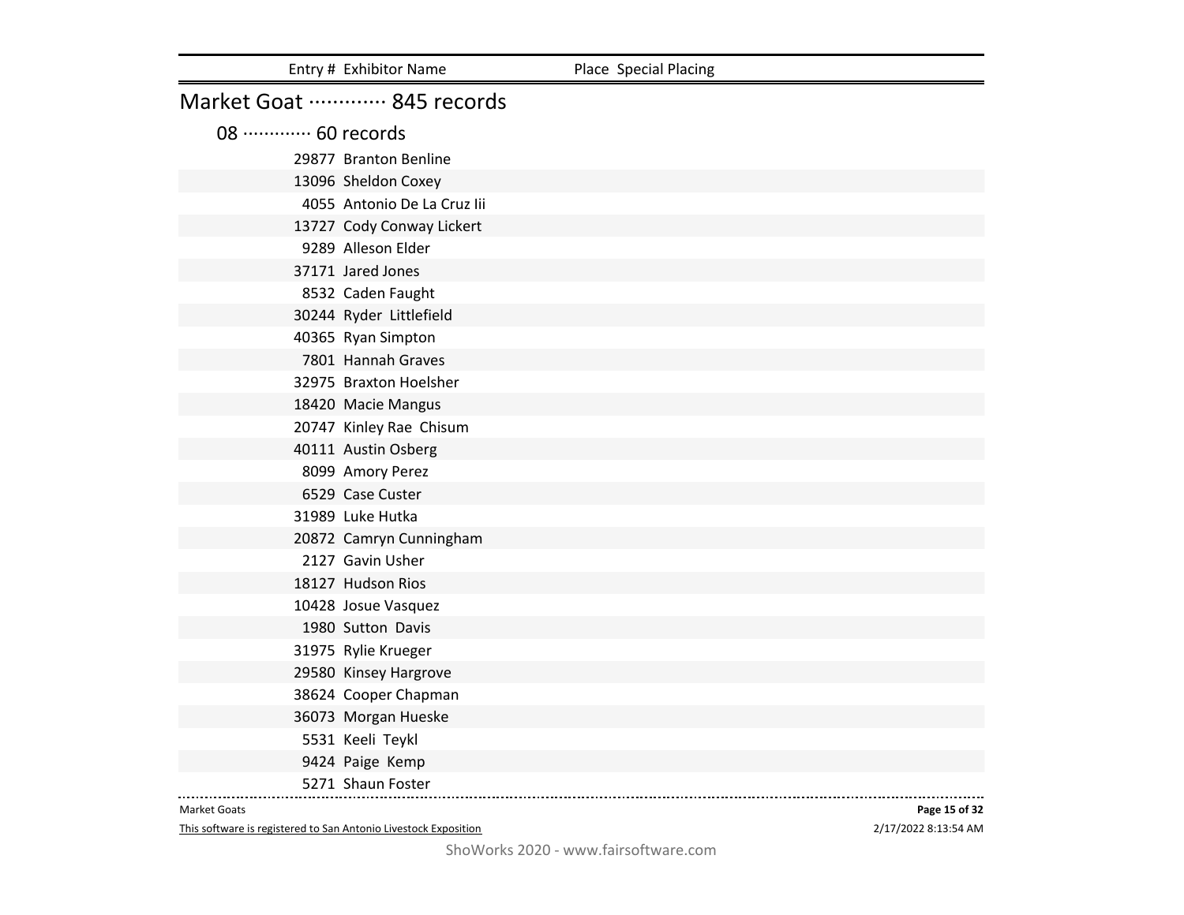| Entry # | Exhibitor Name | Place | Special Placing |
|---|---|---|---|

## Market Goat ············· 845 records

### 08 ············· 60 records

| Entry # | Exhibitor Name | Place | Special Placing |
|---|---|---|---|
| 29877 | Branton Benline | | |
| 13096 | Sheldon Coxey | | |
| 4055 | Antonio De La Cruz Iii | | |
| 13727 | Cody Conway Lickert | | |
| 9289 | Alleson Elder | | |
| 37171 | Jared Jones | | |
| 8532 | Caden Faught | | |
| 30244 | Ryder Littlefield | | |
| 40365 | Ryan Simpton | | |
| 7801 | Hannah Graves | | |
| 32975 | Braxton Hoelsher | | |
| 18420 | Macie Mangus | | |
| 20747 | Kinley Rae Chisum | | |
| 40111 | Austin Osberg | | |
| 8099 | Amory Perez | | |
| 6529 | Case Custer | | |
| 31989 | Luke Hutka | | |
| 20872 | Camryn Cunningham | | |
| 2127 | Gavin Usher | | |
| 18127 | Hudson Rios | | |
| 10428 | Josue Vasquez | | |
| 1980 | Sutton Davis | | |
| 31975 | Rylie Krueger | | |
| 29580 | Kinsey Hargrove | | |
| 38624 | Cooper Chapman | | |
| 36073 | Morgan Hueske | | |
| 5531 | Keeli Teykl | | |
| 9424 | Paige Kemp | | |
| 5271 | Shaun Foster | | |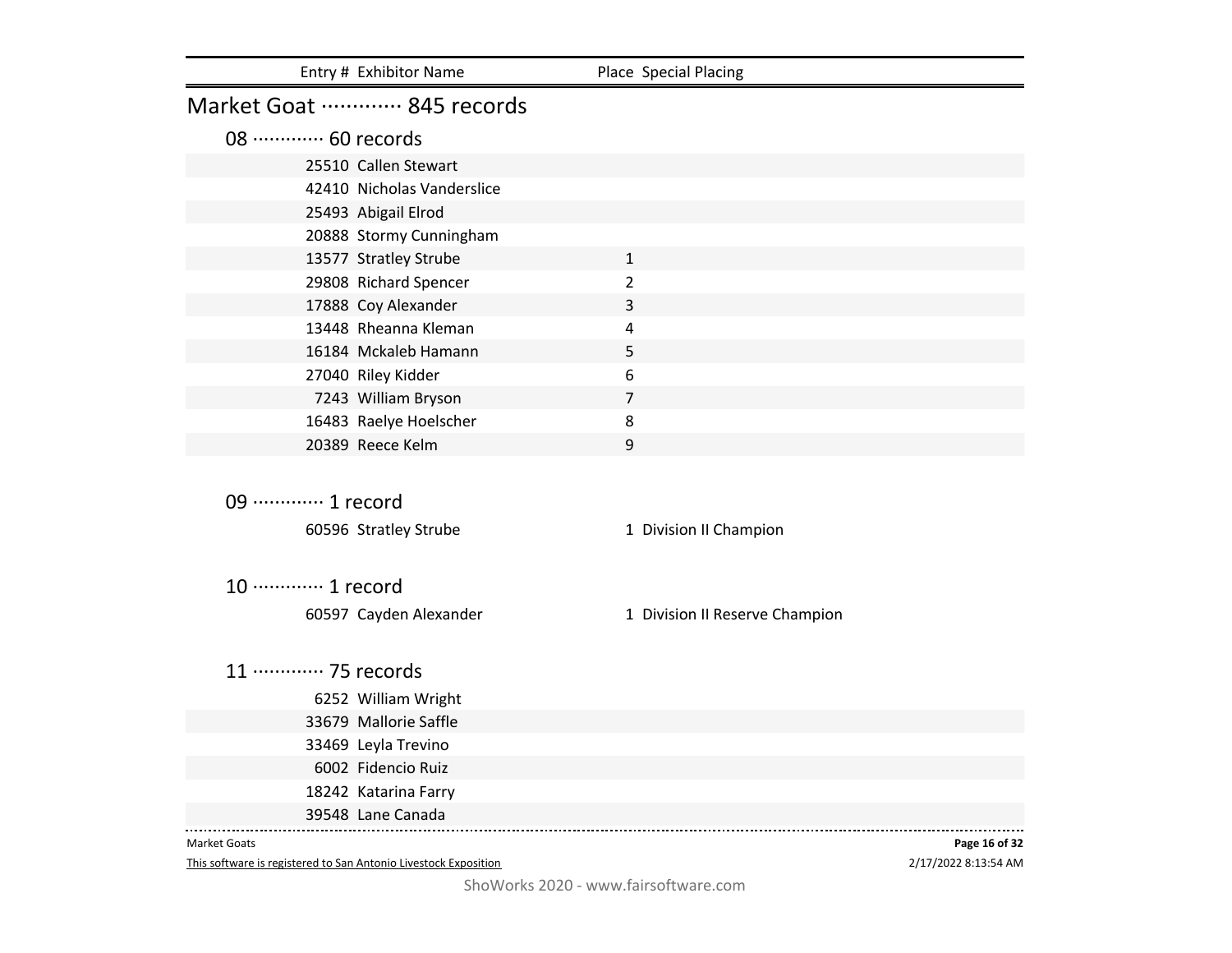| Entry # | Exhibitor Name | Place | Special Placing |
|---|---|---|---|

# Market Goat ············· 845 records

## 08 ············· 60 records

| Entry # | Exhibitor Name | Place | Special Placing |
|---|---|---|---|
| 25510 | Callen Stewart | | |
| 42410 | Nicholas Vanderslice | | |
| 25493 | Abigail Elrod | | |
| 20888 | Stormy Cunningham | | |
| 13577 | Stratley Strube | 1 | |
| 29808 | Richard Spencer | 2 | |
| 17888 | Coy Alexander | 3 | |
| 13448 | Rheanna Kleman | 4 | |
| 16184 | Mckaleb Hamann | 5 | |
| 27040 | Riley Kidder | 6 | |
| 7243 | William Bryson | 7 | |
| 16483 | Raelye Hoelscher | 8 | |
| 20389 | Reece Kelm | 9 | |

## 09 ············· 1 record

| Entry # | Exhibitor Name | Place | Special Placing |
|---|---|---|---|
| 60596 | Stratley Strube | 1 | Division II Champion |

## 10 ············· 1 record

| Entry # | Exhibitor Name | Place | Special Placing |
|---|---|---|---|
| 60597 | Cayden Alexander | 1 | Division II Reserve Champion |

## 11 ············· 75 records

| Entry # | Exhibitor Name | Place | Special Placing |
|---|---|---|---|
| 6252 | William Wright | | |
| 33679 | Mallorie Saffle | | |
| 33469 | Leyla Trevino | | |
| 6002 | Fidencio Ruiz | | |
| 18242 | Katarina Farry | | |
| 39548 | Lane Canada | | |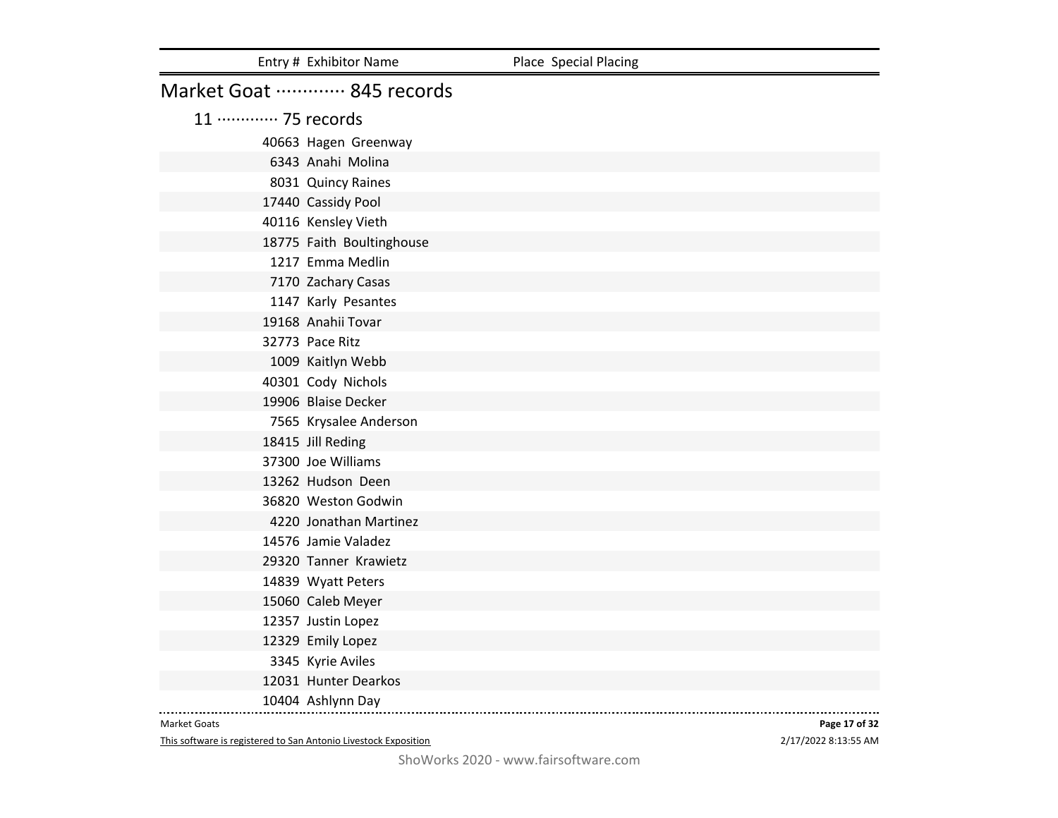| Entry # | Exhibitor Name | Place | Special Placing |
| --- | --- | --- | --- |

## Market Goat ············· 845 records

### 11 ············· 75 records

| Entry # | Exhibitor Name | Place | Special Placing |
| --- | --- | --- | --- |
| 40663 | Hagen Greenway | | |
| 6343 | Anahi Molina | | |
| 8031 | Quincy Raines | | |
| 17440 | Cassidy Pool | | |
| 40116 | Kensley Vieth | | |
| 18775 | Faith Boultinghouse | | |
| 1217 | Emma Medlin | | |
| 7170 | Zachary Casas | | |
| 1147 | Karly Pesantes | | |
| 19168 | Anahii Tovar | | |
| 32773 | Pace Ritz | | |
| 1009 | Kaitlyn Webb | | |
| 40301 | Cody Nichols | | |
| 19906 | Blaise Decker | | |
| 7565 | Krysalee Anderson | | |
| 18415 | Jill Reding | | |
| 37300 | Joe Williams | | |
| 13262 | Hudson Deen | | |
| 36820 | Weston Godwin | | |
| 4220 | Jonathan Martinez | | |
| 14576 | Jamie Valadez | | |
| 29320 | Tanner Krawietz | | |
| 14839 | Wyatt Peters | | |
| 15060 | Caleb Meyer | | |
| 12357 | Justin Lopez | | |
| 12329 | Emily Lopez | | |
| 3345 | Kyrie Aviles | | |
| 12031 | Hunter Dearkos | | |
| 10404 | Ashlynn Day | | |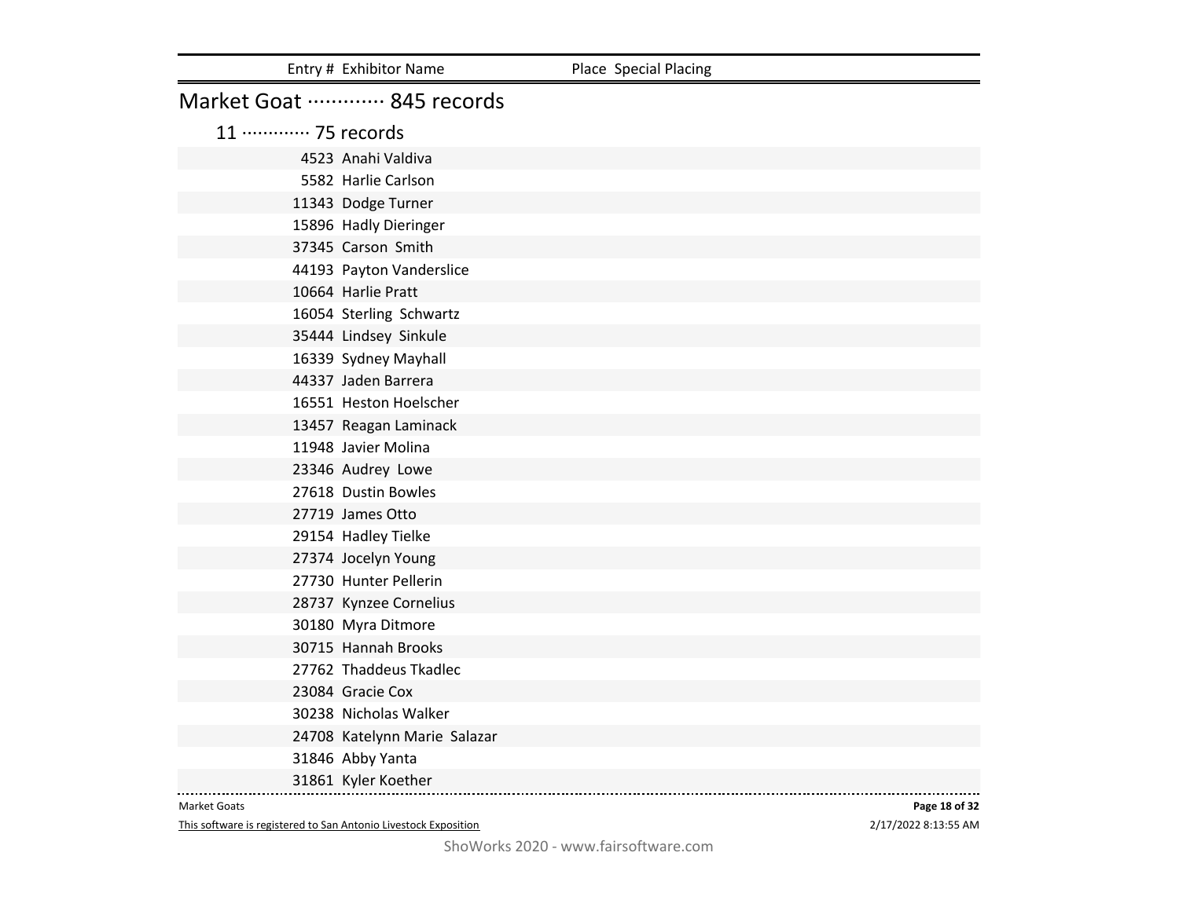| Entry # | Exhibitor Name | Place | Special Placing |
|---|---|---|---|

## Market Goat ············· 845 records

### 11 ············· 75 records

| Entry # | Exhibitor Name | Place | Special Placing |
|---|---|---|---|
| 4523 | Anahi Valdiva | | |
| 5582 | Harlie Carlson | | |
| 11343 | Dodge Turner | | |
| 15896 | Hadly Dieringer | | |
| 37345 | Carson Smith | | |
| 44193 | Payton Vanderslice | | |
| 10664 | Harlie Pratt | | |
| 16054 | Sterling Schwartz | | |
| 35444 | Lindsey Sinkule | | |
| 16339 | Sydney Mayhall | | |
| 44337 | Jaden Barrera | | |
| 16551 | Heston Hoelscher | | |
| 13457 | Reagan Laminack | | |
| 11948 | Javier Molina | | |
| 23346 | Audrey Lowe | | |
| 27618 | Dustin Bowles | | |
| 27719 | James Otto | | |
| 29154 | Hadley Tielke | | |
| 27374 | Jocelyn Young | | |
| 27730 | Hunter Pellerin | | |
| 28737 | Kynzee Cornelius | | |
| 30180 | Myra Ditmore | | |
| 30715 | Hannah Brooks | | |
| 27762 | Thaddeus Tkadlec | | |
| 23084 | Gracie Cox | | |
| 30238 | Nicholas Walker | | |
| 24708 | Katelynn Marie Salazar | | |
| 31846 | Abby Yanta | | |
| 31861 | Kyler Koether | | |

Market Goats

This software is registered to San Antonio Livestock Exposition

2/17/2022 8:13:55 AM

ShoWorks 2020 - www.fairsoftware.com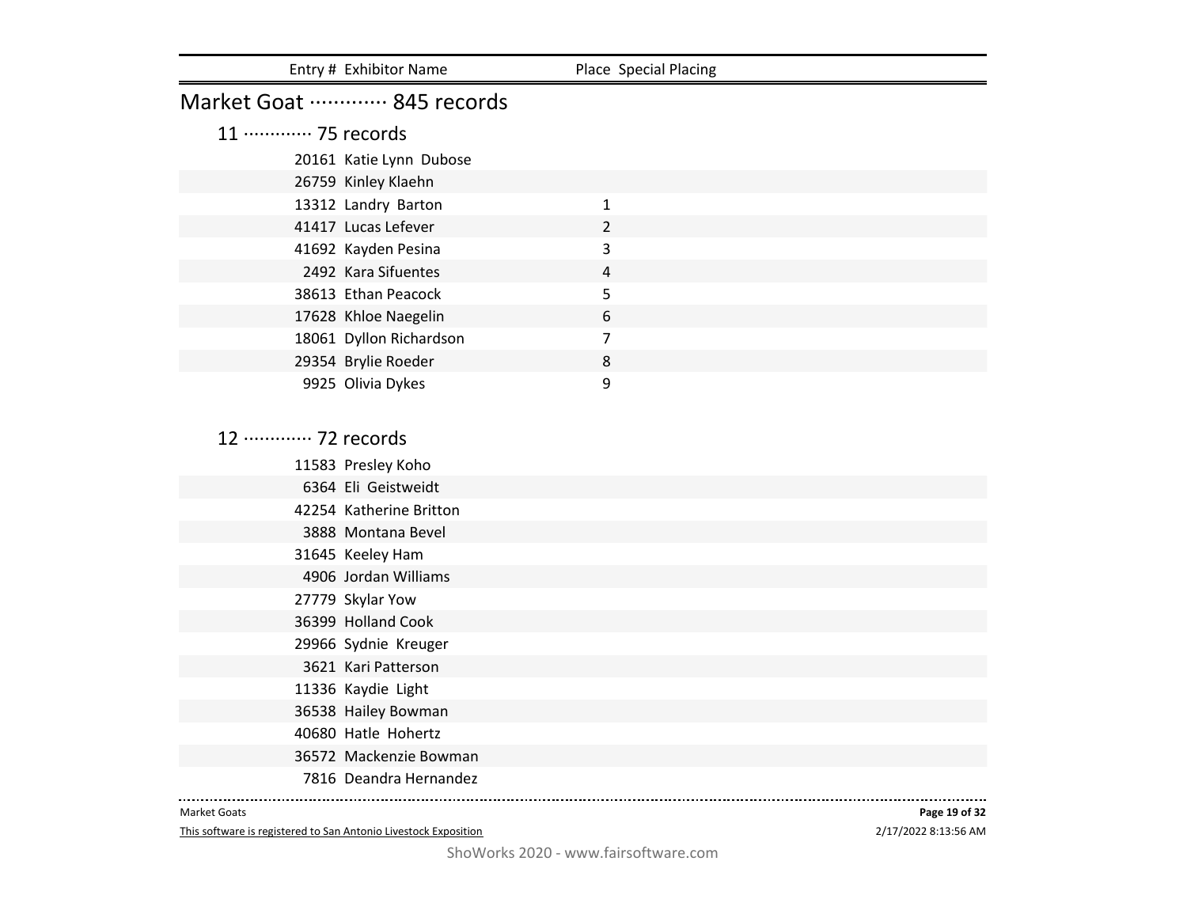| Entry # | Exhibitor Name | Place | Special Placing |
|---|---|---|---|

## Market Goat ············· 845 records

### 11 ············· 75 records

| Entry # | Exhibitor Name | Place | Special Placing |
|---|---|---|---|
| 20161 | Katie Lynn Dubose | | |
| 26759 | Kinley Klaehn | | |
| 13312 | Landry Barton | 1 | |
| 41417 | Lucas Lefever | 2 | |
| 41692 | Kayden Pesina | 3 | |
| 2492 | Kara Sifuentes | 4 | |
| 38613 | Ethan Peacock | 5 | |
| 17628 | Khloe Naegelin | 6 | |
| 18061 | Dyllon Richardson | 7 | |
| 29354 | Brylie Roeder | 8 | |
| 9925 | Olivia Dykes | 9 | |

### 12 ············· 72 records

| Entry # | Exhibitor Name | Place | Special Placing |
|---|---|---|---|
| 11583 | Presley Koho | | |
| 6364 | Eli Geistweidt | | |
| 42254 | Katherine Britton | | |
| 3888 | Montana Bevel | | |
| 31645 | Keeley Ham | | |
| 4906 | Jordan Williams | | |
| 27779 | Skylar Yow | | |
| 36399 | Holland Cook | | |
| 29966 | Sydnie Kreuger | | |
| 3621 | Kari Patterson | | |
| 11336 | Kaydie Light | | |
| 36538 | Hailey Bowman | | |
| 40680 | Hatle Hohertz | | |
| 36572 | Mackenzie Bowman | | |
| 7816 | Deandra Hernandez | | |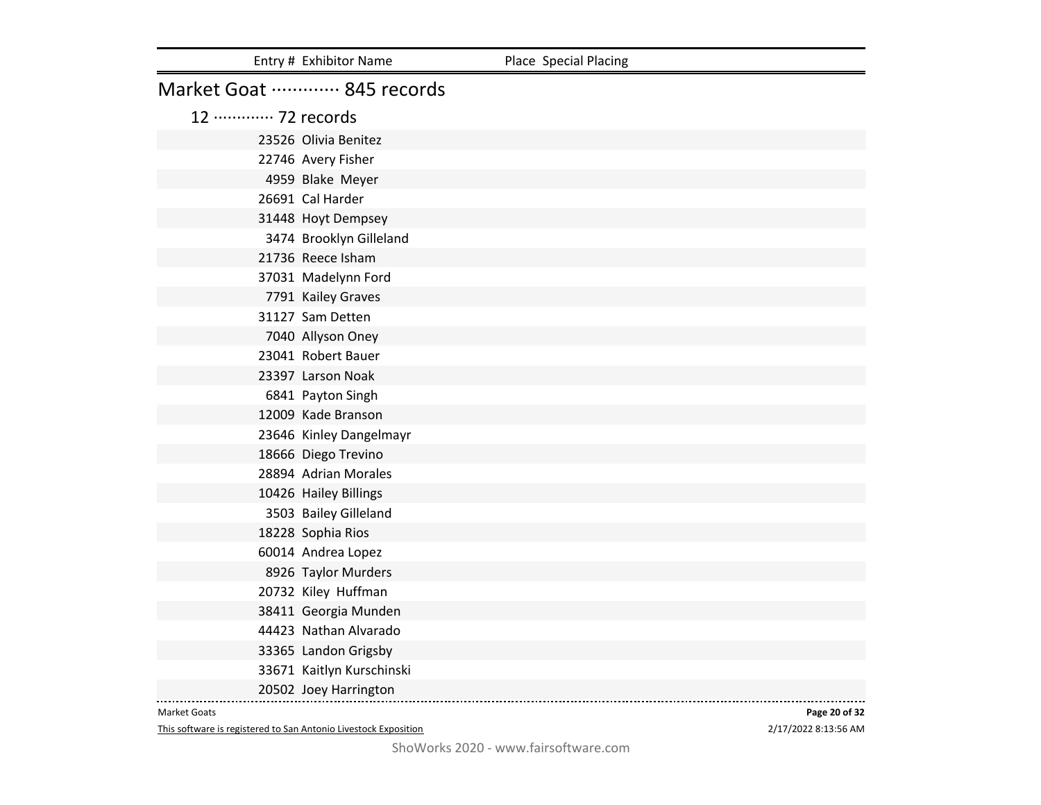| Entry # | Exhibitor Name | Place | Special Placing |
|---|---|---|---|

## Market Goat ············· 845 records

### 12 ············· 72 records

| Entry # | Exhibitor Name | Place | Special Placing |
|---|---|---|---|
| 23526 | Olivia Benitez | | |
| 22746 | Avery Fisher | | |
| 4959 | Blake Meyer | | |
| 26691 | Cal Harder | | |
| 31448 | Hoyt Dempsey | | |
| 3474 | Brooklyn Gilleland | | |
| 21736 | Reece Isham | | |
| 37031 | Madelynn Ford | | |
| 7791 | Kailey Graves | | |
| 31127 | Sam Detten | | |
| 7040 | Allyson Oney | | |
| 23041 | Robert Bauer | | |
| 23397 | Larson Noak | | |
| 6841 | Payton Singh | | |
| 12009 | Kade Branson | | |
| 23646 | Kinley Dangelmayr | | |
| 18666 | Diego Trevino | | |
| 28894 | Adrian Morales | | |
| 10426 | Hailey Billings | | |
| 3503 | Bailey Gilleland | | |
| 18228 | Sophia Rios | | |
| 60014 | Andrea Lopez | | |
| 8926 | Taylor Murders | | |
| 20732 | Kiley Huffman | | |
| 38411 | Georgia Munden | | |
| 44423 | Nathan Alvarado | | |
| 33365 | Landon Grigsby | | |
| 33671 | Kaitlyn Kurschinski | | |
| 20502 | Joey Harrington | | |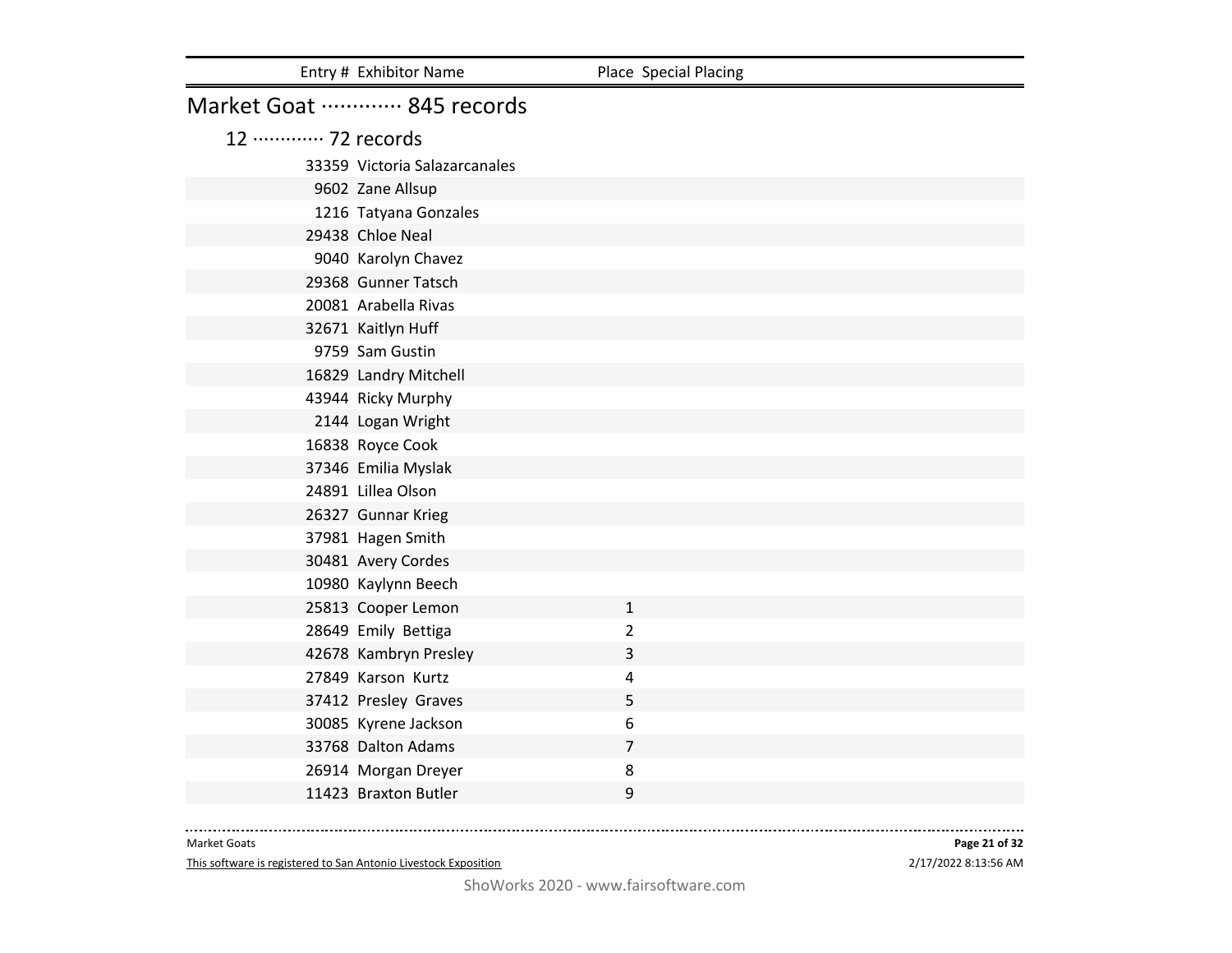| Entry # | Exhibitor Name | Place | Special Placing |
|---|---|---|---|

## Market Goat ············· 845 records

### 12 ············· 72 records

| Entry # | Exhibitor Name | Place | Special Placing |
|---|---|---|---|
| 33359 | Victoria Salazarcanales | | |
| 9602 | Zane Allsup | | |
| 1216 | Tatyana Gonzales | | |
| 29438 | Chloe Neal | | |
| 9040 | Karolyn Chavez | | |
| 29368 | Gunner Tatsch | | |
| 20081 | Arabella Rivas | | |
| 32671 | Kaitlyn Huff | | |
| 9759 | Sam Gustin | | |
| 16829 | Landry Mitchell | | |
| 43944 | Ricky Murphy | | |
| 2144 | Logan Wright | | |
| 16838 | Royce Cook | | |
| 37346 | Emilia Myslak | | |
| 24891 | Lillea Olson | | |
| 26327 | Gunnar Krieg | | |
| 37981 | Hagen Smith | | |
| 30481 | Avery Cordes | | |
| 10980 | Kaylynn Beech | | |
| 25813 | Cooper Lemon | 1 | |
| 28649 | Emily Bettiga | 2 | |
| 42678 | Kambryn Presley | 3 | |
| 27849 | Karson Kurtz | 4 | |
| 37412 | Presley Graves | 5 | |
| 30085 | Kyrene Jackson | 6 | |
| 33768 | Dalton Adams | 7 | |
| 26914 | Morgan Dreyer | 8 | |
| 11423 | Braxton Butler | 9 | |

Market Goats

This software is registered to San Antonio Livestock Exposition

2/17/2022 8:13:56 AM

ShoWorks 2020 - www.fairsoftware.com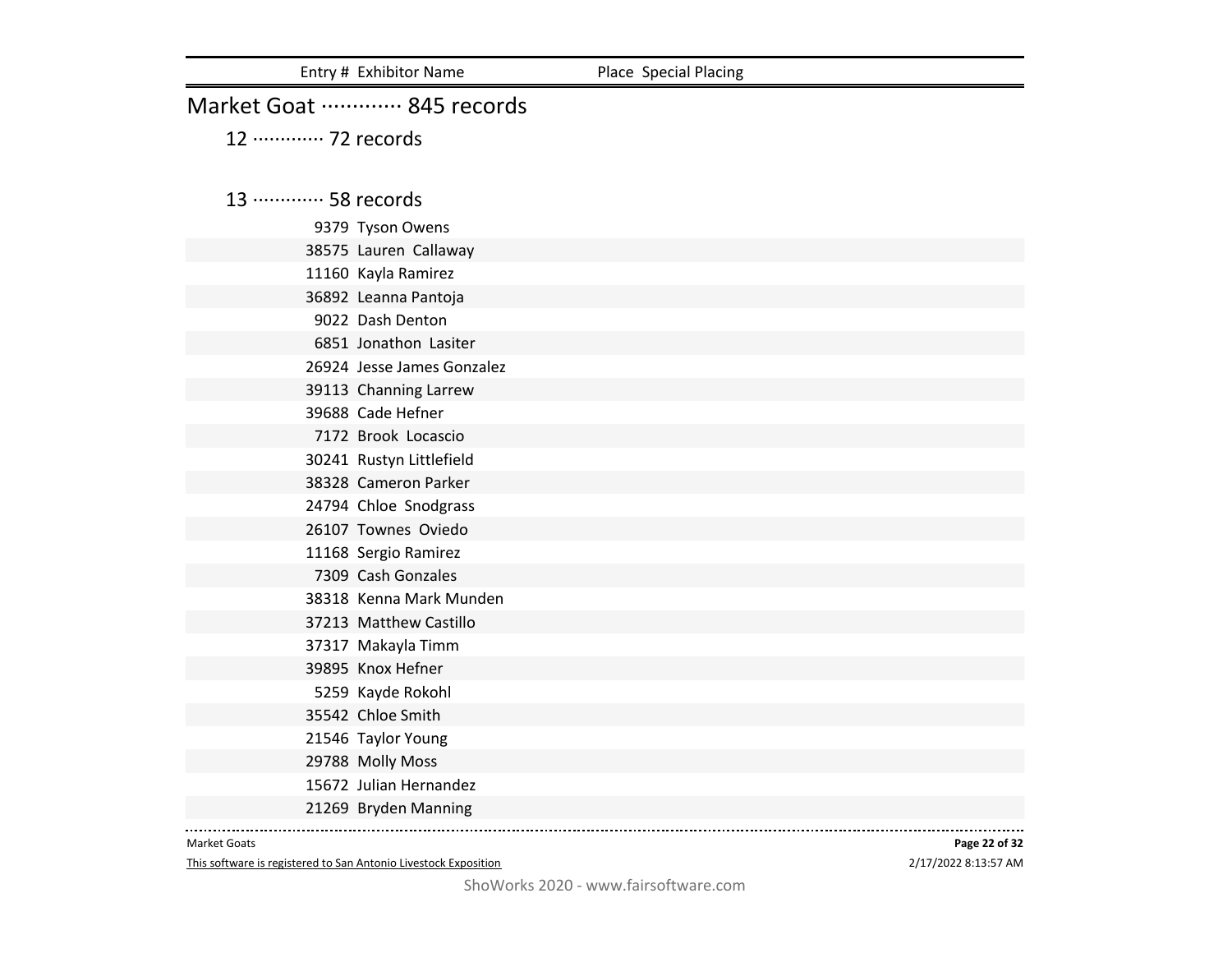| Entry # | Exhibitor Name | Place | Special Placing |
|---|---|---|---|

## Market Goat ············· 845 records

### 12 ············· 72 records

### 13 ············· 58 records

| Entry # | Exhibitor Name | Place | Special Placing |
|---|---|---|---|
| 9379 | Tyson Owens | | |
| 38575 | Lauren Callaway | | |
| 11160 | Kayla Ramirez | | |
| 36892 | Leanna Pantoja | | |
| 9022 | Dash Denton | | |
| 6851 | Jonathon Lasiter | | |
| 26924 | Jesse James Gonzalez | | |
| 39113 | Channing Larrew | | |
| 39688 | Cade Hefner | | |
| 7172 | Brook Locascio | | |
| 30241 | Rustyn Littlefield | | |
| 38328 | Cameron Parker | | |
| 24794 | Chloe Snodgrass | | |
| 26107 | Townes Oviedo | | |
| 11168 | Sergio Ramirez | | |
| 7309 | Cash Gonzales | | |
| 38318 | Kenna Mark Munden | | |
| 37213 | Matthew Castillo | | |
| 37317 | Makayla Timm | | |
| 39895 | Knox Hefner | | |
| 5259 | Kayde Rokohl | | |
| 35542 | Chloe Smith | | |
| 21546 | Taylor Young | | |
| 29788 | Molly Moss | | |
| 15672 | Julian Hernandez | | |
| 21269 | Bryden Manning | | |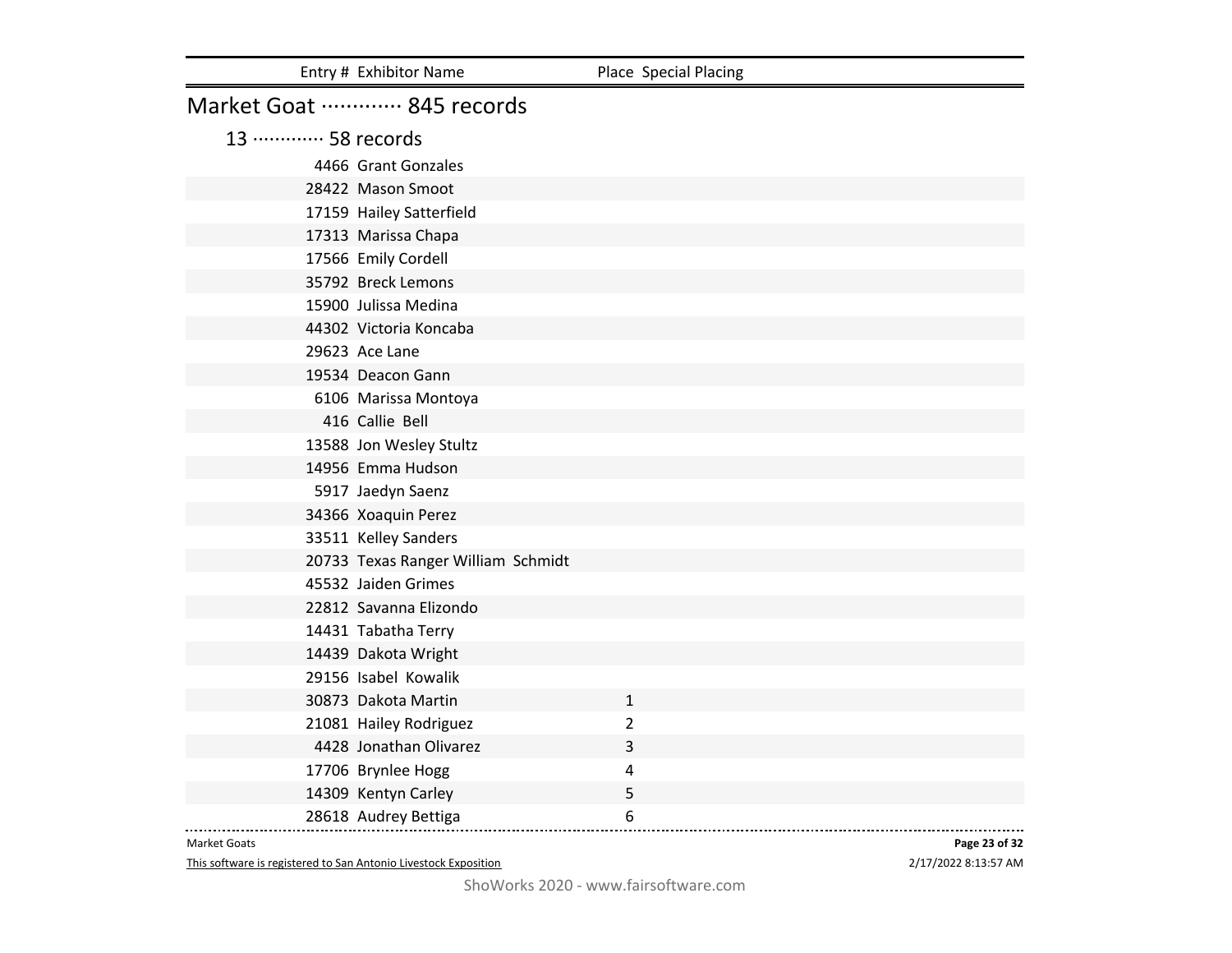| Entry # | Exhibitor Name | Place | Special Placing |
|---|---|---|---|

## Market Goat ············· 845 records

### 13 ············· 58 records

| Entry # | Exhibitor Name | Place | Special Placing |
|---|---|---|---|
| 4466 | Grant Gonzales | | |
| 28422 | Mason Smoot | | |
| 17159 | Hailey Satterfield | | |
| 17313 | Marissa Chapa | | |
| 17566 | Emily Cordell | | |
| 35792 | Breck Lemons | | |
| 15900 | Julissa Medina | | |
| 44302 | Victoria Koncaba | | |
| 29623 | Ace Lane | | |
| 19534 | Deacon Gann | | |
| 6106 | Marissa Montoya | | |
| 416 | Callie Bell | | |
| 13588 | Jon Wesley Stultz | | |
| 14956 | Emma Hudson | | |
| 5917 | Jaedyn Saenz | | |
| 34366 | Xoaquin Perez | | |
| 33511 | Kelley Sanders | | |
| 20733 | Texas Ranger William Schmidt | | |
| 45532 | Jaiden Grimes | | |
| 22812 | Savanna Elizondo | | |
| 14431 | Tabatha Terry | | |
| 14439 | Dakota Wright | | |
| 29156 | Isabel Kowalik | | |
| 30873 | Dakota Martin | 1 | |
| 21081 | Hailey Rodriguez | 2 | |
| 4428 | Jonathan Olivarez | 3 | |
| 17706 | Brynlee Hogg | 4 | |
| 14309 | Kentyn Carley | 5 | |
| 28618 | Audrey Bettiga | 6 | |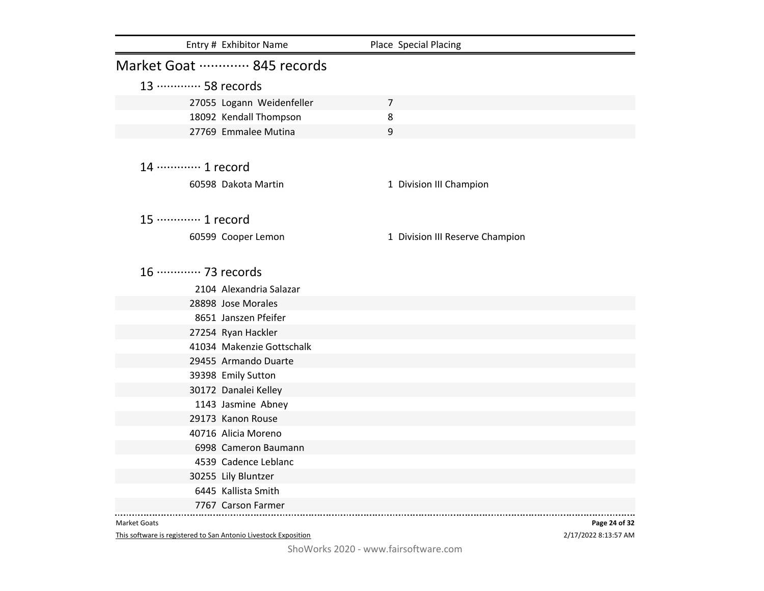| Entry # | Exhibitor Name | Place | Special Placing |
|---|---|---|---|

## Market Goat ············· 845 records

### 13 ············· 58 records

| Entry # | Exhibitor Name | Place | Special Placing |
|---|---|---|---|
| 27055 | Logann  Weidenfeller | 7 | |
| 18092 | Kendall Thompson | 8 | |
| 27769 | Emmalee Mutina | 9 | |

### 14 ············· 1 record

| Entry # | Exhibitor Name | Place | Special Placing |
|---|---|---|---|
| 60598 | Dakota Martin | 1 | Division III Champion |

### 15 ············· 1 record

| Entry # | Exhibitor Name | Place | Special Placing |
|---|---|---|---|
| 60599 | Cooper Lemon | 1 | Division III Reserve Champion |

### 16 ············· 73 records

| Entry # | Exhibitor Name | Place | Special Placing |
|---|---|---|---|
| 2104 | Alexandria Salazar | | |
| 28898 | Jose Morales | | |
| 8651 | Janszen Pfeifer | | |
| 27254 | Ryan Hackler | | |
| 41034 | Makenzie Gottschalk | | |
| 29455 | Armando Duarte | | |
| 39398 | Emily Sutton | | |
| 30172 | Danalei Kelley | | |
| 1143 | Jasmine  Abney | | |
| 29173 | Kanon Rouse | | |
| 40716 | Alicia Moreno | | |
| 6998 | Cameron Baumann | | |
| 4539 | Cadence Leblanc | | |
| 30255 | Lily Bluntzer | | |
| 6445 | Kallista Smith | | |
| 7767 | Carson Farmer | | |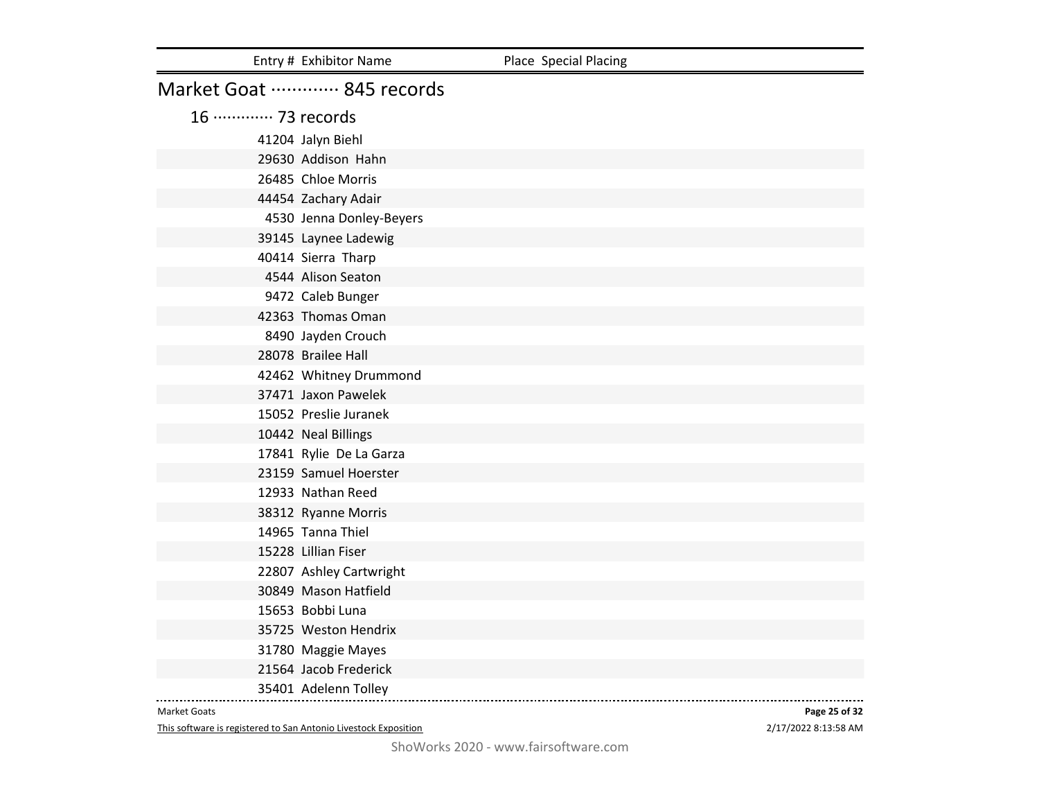| Entry # | Exhibitor Name | Place | Special Placing |
|---|---|---|---|

## Market Goat ············· 845 records

### 16 ············· 73 records

| Entry # | Exhibitor Name | Place | Special Placing |
|---|---|---|---|
| 41204 | Jalyn Biehl | | |
| 29630 | Addison Hahn | | |
| 26485 | Chloe Morris | | |
| 44454 | Zachary Adair | | |
| 4530 | Jenna Donley-Beyers | | |
| 39145 | Laynee Ladewig | | |
| 40414 | Sierra Tharp | | |
| 4544 | Alison Seaton | | |
| 9472 | Caleb Bunger | | |
| 42363 | Thomas Oman | | |
| 8490 | Jayden Crouch | | |
| 28078 | Brailee Hall | | |
| 42462 | Whitney Drummond | | |
| 37471 | Jaxon Pawelek | | |
| 15052 | Preslie Juranek | | |
| 10442 | Neal Billings | | |
| 17841 | Rylie De La Garza | | |
| 23159 | Samuel Hoerster | | |
| 12933 | Nathan Reed | | |
| 38312 | Ryanne Morris | | |
| 14965 | Tanna Thiel | | |
| 15228 | Lillian Fiser | | |
| 22807 | Ashley Cartwright | | |
| 30849 | Mason Hatfield | | |
| 15653 | Bobbi Luna | | |
| 35725 | Weston Hendrix | | |
| 31780 | Maggie Mayes | | |
| 21564 | Jacob Frederick | | |
| 35401 | Adelenn Tolley | | |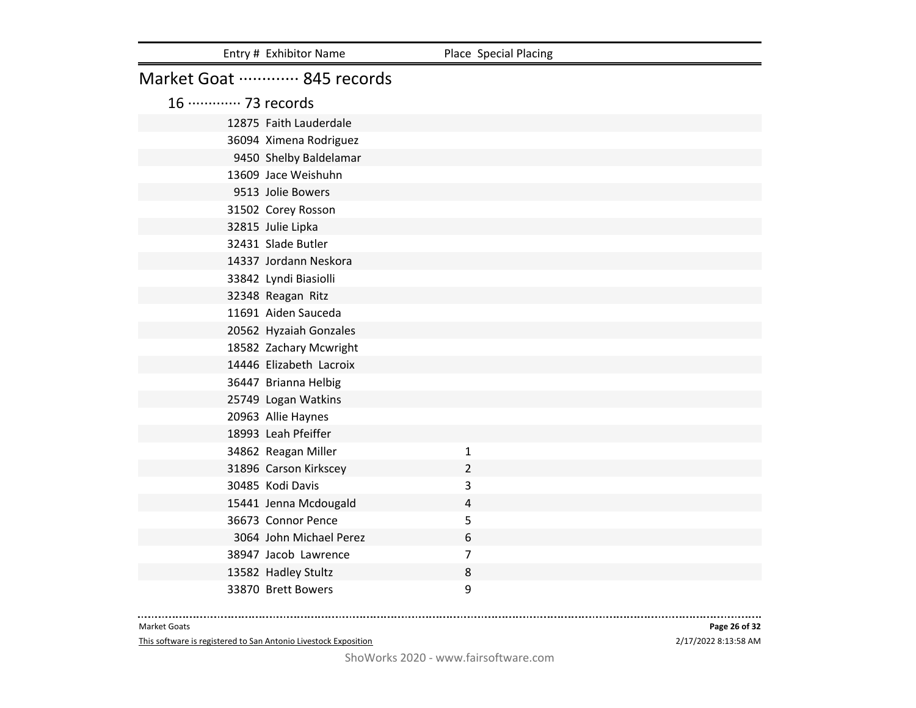| Entry # | Exhibitor Name | Place | Special Placing |
|---|---|---|---|

## Market Goat ············· 845 records

### 16 ············· 73 records

| Entry # | Exhibitor Name | Place | Special Placing |
|---|---|---|---|
| 12875 | Faith Lauderdale | | |
| 36094 | Ximena Rodriguez | | |
| 9450 | Shelby Baldelamar | | |
| 13609 | Jace Weishuhn | | |
| 9513 | Jolie Bowers | | |
| 31502 | Corey Rosson | | |
| 32815 | Julie Lipka | | |
| 32431 | Slade Butler | | |
| 14337 | Jordann Neskora | | |
| 33842 | Lyndi Biasiolli | | |
| 32348 | Reagan Ritz | | |
| 11691 | Aiden Sauceda | | |
| 20562 | Hyzaiah Gonzales | | |
| 18582 | Zachary Mcwright | | |
| 14446 | Elizabeth Lacroix | | |
| 36447 | Brianna Helbig | | |
| 25749 | Logan Watkins | | |
| 20963 | Allie Haynes | | |
| 18993 | Leah Pfeiffer | | |
| 34862 | Reagan Miller | 1 | |
| 31896 | Carson Kirkscey | 2 | |
| 30485 | Kodi Davis | 3 | |
| 15441 | Jenna Mcdougald | 4 | |
| 36673 | Connor Pence | 5 | |
| 3064 | John Michael Perez | 6 | |
| 38947 | Jacob Lawrence | 7 | |
| 13582 | Hadley Stultz | 8 | |
| 33870 | Brett Bowers | 9 | |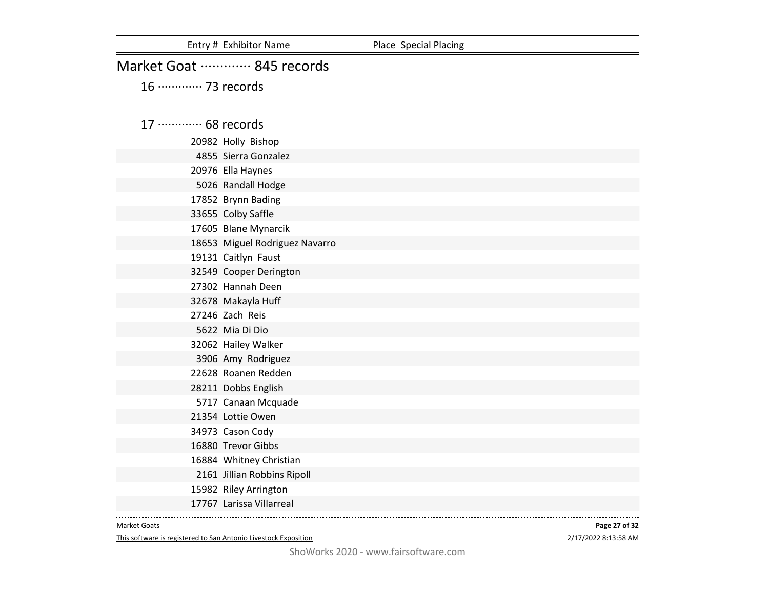| Entry # | Exhibitor Name | Place | Special Placing |
|---|---|---|---|

## Market Goat ············· 845 records

### 16 ············· 73 records

### 17 ············· 68 records

| Entry # | Exhibitor Name | Place | Special Placing |
|---|---|---|---|
| 20982 | Holly Bishop | | |
| 4855 | Sierra Gonzalez | | |
| 20976 | Ella Haynes | | |
| 5026 | Randall Hodge | | |
| 17852 | Brynn Bading | | |
| 33655 | Colby Saffle | | |
| 17605 | Blane Mynarcik | | |
| 18653 | Miguel Rodriguez Navarro | | |
| 19131 | Caitlyn Faust | | |
| 32549 | Cooper Derington | | |
| 27302 | Hannah Deen | | |
| 32678 | Makayla Huff | | |
| 27246 | Zach Reis | | |
| 5622 | Mia Di Dio | | |
| 32062 | Hailey Walker | | |
| 3906 | Amy Rodriguez | | |
| 22628 | Roanen Redden | | |
| 28211 | Dobbs English | | |
| 5717 | Canaan Mcquade | | |
| 21354 | Lottie Owen | | |
| 34973 | Cason Cody | | |
| 16880 | Trevor Gibbs | | |
| 16884 | Whitney Christian | | |
| 2161 | Jillian Robbins Ripoll | | |
| 15982 | Riley Arrington | | |
| 17767 | Larissa Villarreal | | |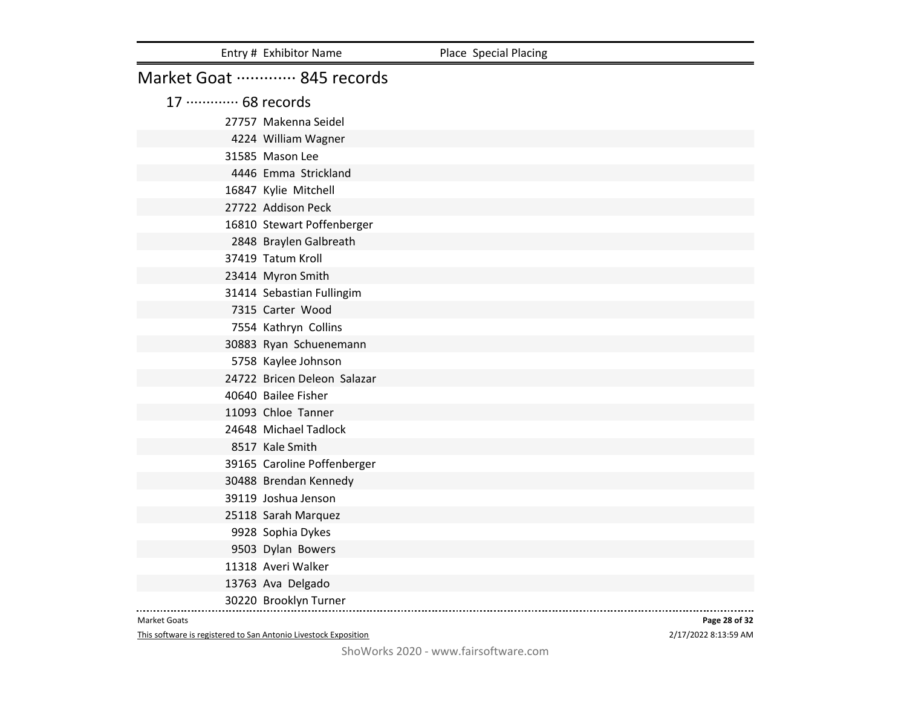| Entry # | Exhibitor Name | Place | Special Placing |
|---|---|---|---|

## Market Goat ············· 845 records

### 17 ············· 68 records

| Entry # | Exhibitor Name | Place | Special Placing |
|---|---|---|---|
| 27757 | Makenna Seidel | | |
| 4224 | William Wagner | | |
| 31585 | Mason Lee | | |
| 4446 | Emma Strickland | | |
| 16847 | Kylie Mitchell | | |
| 27722 | Addison Peck | | |
| 16810 | Stewart Poffenberger | | |
| 2848 | Braylen Galbreath | | |
| 37419 | Tatum Kroll | | |
| 23414 | Myron Smith | | |
| 31414 | Sebastian Fullingim | | |
| 7315 | Carter Wood | | |
| 7554 | Kathryn Collins | | |
| 30883 | Ryan Schuenemann | | |
| 5758 | Kaylee Johnson | | |
| 24722 | Bricen Deleon Salazar | | |
| 40640 | Bailee Fisher | | |
| 11093 | Chloe Tanner | | |
| 24648 | Michael Tadlock | | |
| 8517 | Kale Smith | | |
| 39165 | Caroline Poffenberger | | |
| 30488 | Brendan Kennedy | | |
| 39119 | Joshua Jenson | | |
| 25118 | Sarah Marquez | | |
| 9928 | Sophia Dykes | | |
| 9503 | Dylan Bowers | | |
| 11318 | Averi Walker | | |
| 13763 | Ava Delgado | | |
| 30220 | Brooklyn Turner | | |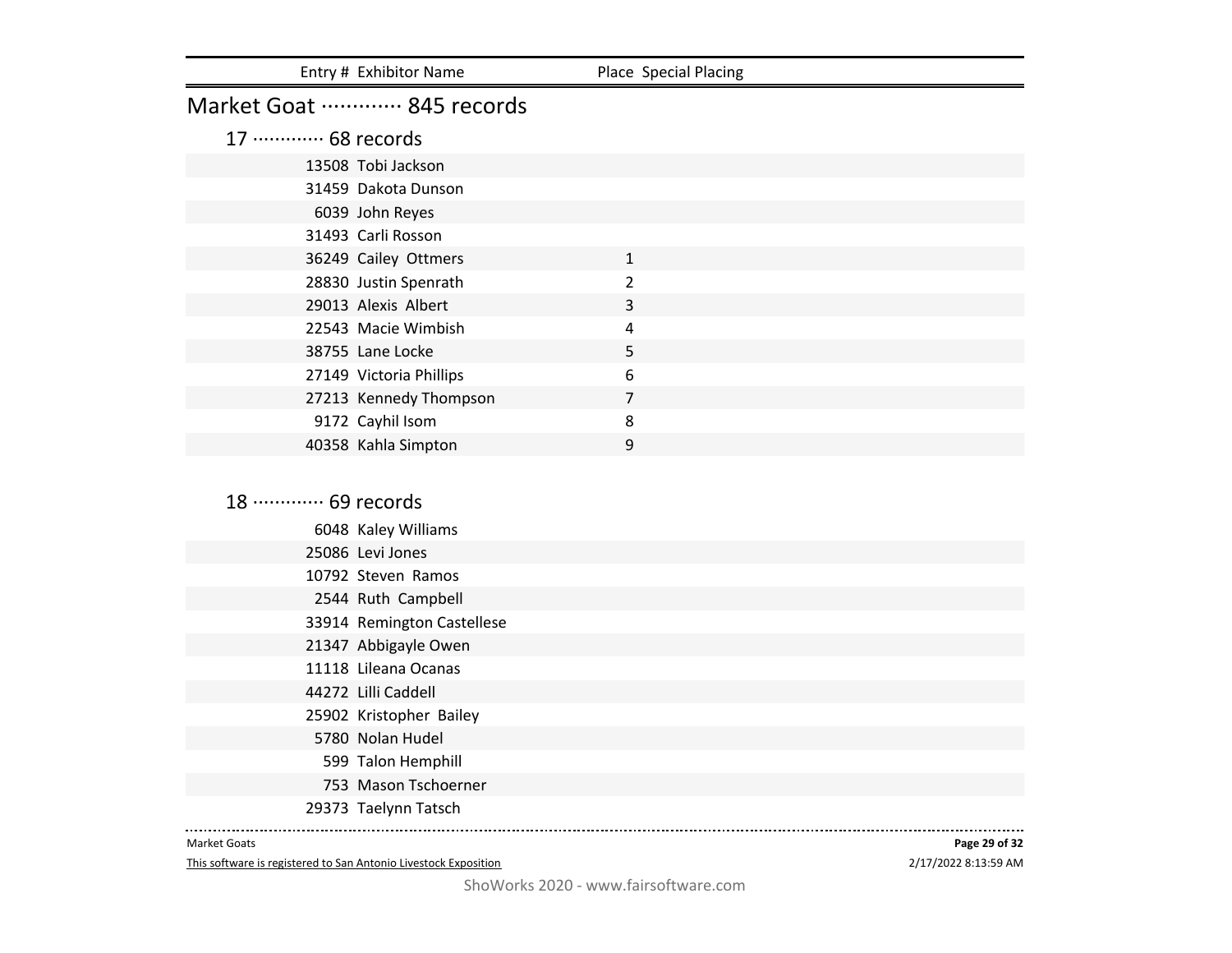| Entry # | Exhibitor Name | Place | Special Placing |
|---|---|---|---|

## Market Goat ············· 845 records

### 17 ············· 68 records

| Entry # | Exhibitor Name | Place | Special Placing |
|---|---|---|---|
| 13508 | Tobi Jackson | | |
| 31459 | Dakota Dunson | | |
| 6039 | John Reyes | | |
| 31493 | Carli Rosson | | |
| 36249 | Cailey Ottmers | 1 | |
| 28830 | Justin Spenrath | 2 | |
| 29013 | Alexis Albert | 3 | |
| 22543 | Macie Wimbish | 4 | |
| 38755 | Lane Locke | 5 | |
| 27149 | Victoria Phillips | 6 | |
| 27213 | Kennedy Thompson | 7 | |
| 9172 | Cayhil Isom | 8 | |
| 40358 | Kahla Simpton | 9 | |

### 18 ············· 69 records

| Entry # | Exhibitor Name | Place | Special Placing |
|---|---|---|---|
| 6048 | Kaley Williams | | |
| 25086 | Levi Jones | | |
| 10792 | Steven Ramos | | |
| 2544 | Ruth Campbell | | |
| 33914 | Remington Castellese | | |
| 21347 | Abbigayle Owen | | |
| 11118 | Lileana Ocanas | | |
| 44272 | Lilli Caddell | | |
| 25902 | Kristopher Bailey | | |
| 5780 | Nolan Hudel | | |
| 599 | Talon Hemphill | | |
| 753 | Mason Tschoerner | | |
| 29373 | Taelynn Tatsch | | |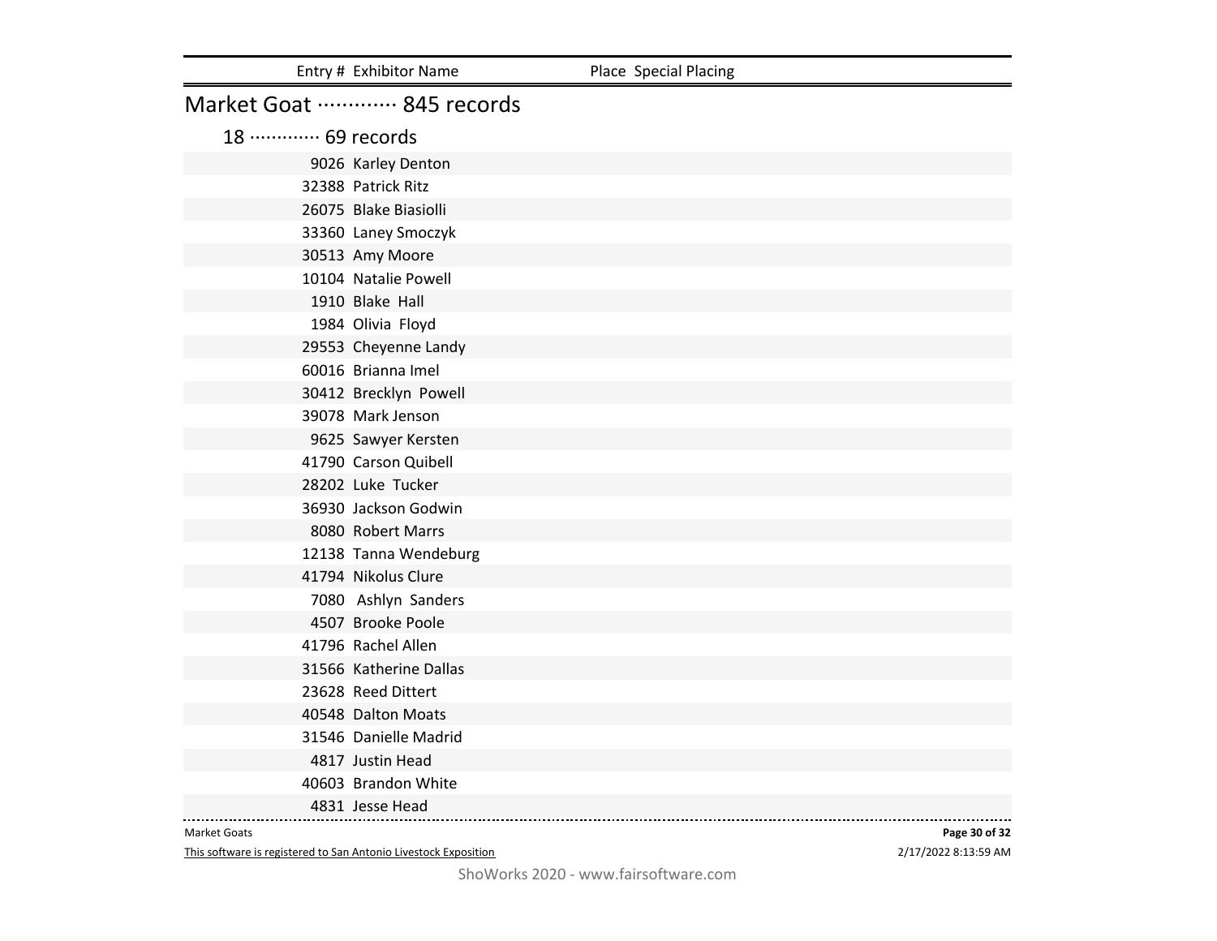| Entry # | Exhibitor Name | Place | Special Placing |
|---|---|---|---|

## Market Goat ············· 845 records

### 18 ············· 69 records

| Entry # | Exhibitor Name | Place | Special Placing |
|---|---|---|---|
| 9026 | Karley Denton | | |
| 32388 | Patrick Ritz | | |
| 26075 | Blake Biasiolli | | |
| 33360 | Laney Smoczyk | | |
| 30513 | Amy Moore | | |
| 10104 | Natalie Powell | | |
| 1910 | Blake Hall | | |
| 1984 | Olivia Floyd | | |
| 29553 | Cheyenne Landy | | |
| 60016 | Brianna Imel | | |
| 30412 | Brecklyn Powell | | |
| 39078 | Mark Jenson | | |
| 9625 | Sawyer Kersten | | |
| 41790 | Carson Quibell | | |
| 28202 | Luke Tucker | | |
| 36930 | Jackson Godwin | | |
| 8080 | Robert Marrs | | |
| 12138 | Tanna Wendeburg | | |
| 41794 | Nikolus Clure | | |
| 7080 | Ashlyn Sanders | | |
| 4507 | Brooke Poole | | |
| 41796 | Rachel Allen | | |
| 31566 | Katherine Dallas | | |
| 23628 | Reed Dittert | | |
| 40548 | Dalton Moats | | |
| 31546 | Danielle Madrid | | |
| 4817 | Justin Head | | |
| 40603 | Brandon White | | |
| 4831 | Jesse Head | | |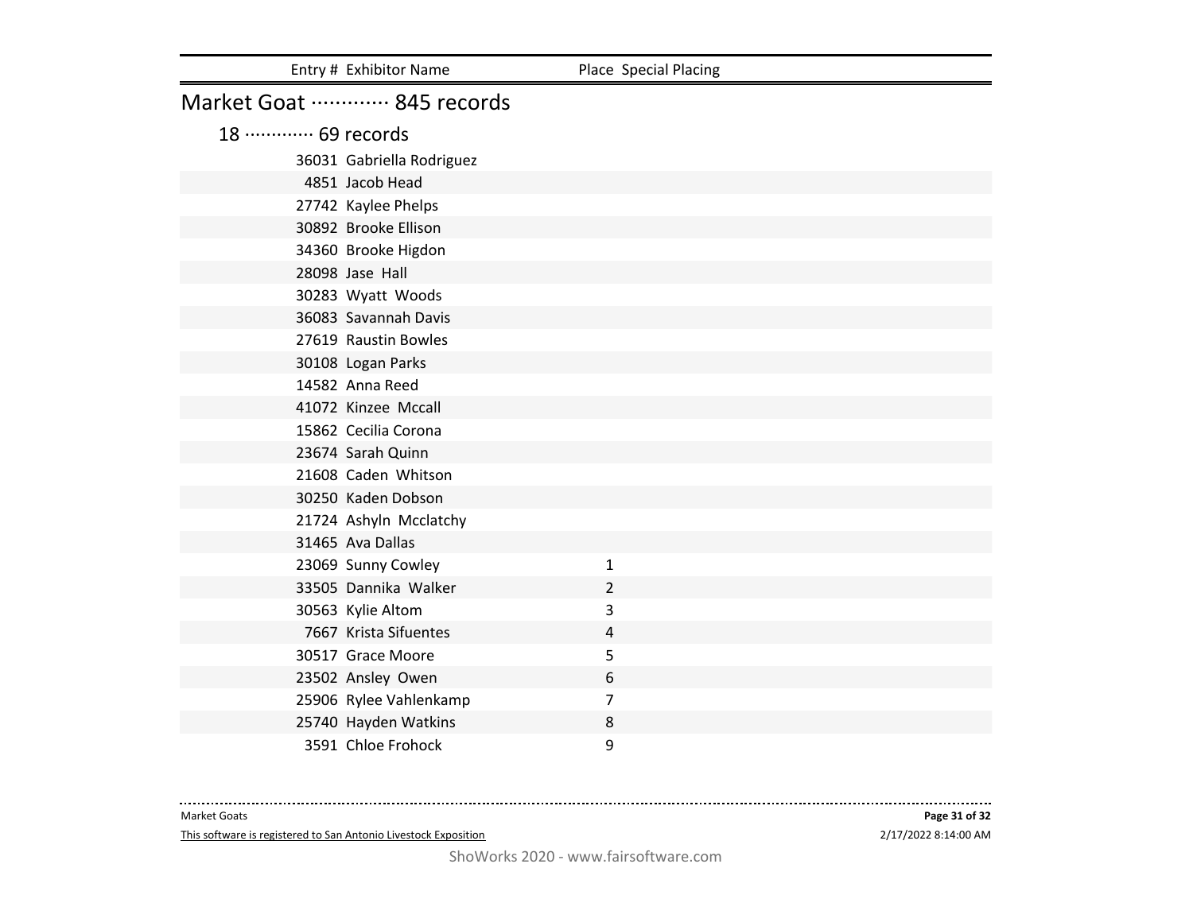| Entry # | Exhibitor Name | Place | Special Placing |
|---|---|---|---|

## Market Goat ············· 845 records

### 18 ············· 69 records

| Entry # | Exhibitor Name | Place | Special Placing |
|---|---|---|---|
| 36031 | Gabriella Rodriguez | | |
| 4851 | Jacob Head | | |
| 27742 | Kaylee Phelps | | |
| 30892 | Brooke Ellison | | |
| 34360 | Brooke Higdon | | |
| 28098 | Jase Hall | | |
| 30283 | Wyatt Woods | | |
| 36083 | Savannah Davis | | |
| 27619 | Raustin Bowles | | |
| 30108 | Logan Parks | | |
| 14582 | Anna Reed | | |
| 41072 | Kinzee Mccall | | |
| 15862 | Cecilia Corona | | |
| 23674 | Sarah Quinn | | |
| 21608 | Caden Whitson | | |
| 30250 | Kaden Dobson | | |
| 21724 | Ashyln Mcclatchy | | |
| 31465 | Ava Dallas | | |
| 23069 | Sunny Cowley | 1 | |
| 33505 | Dannika Walker | 2 | |
| 30563 | Kylie Altom | 3 | |
| 7667 | Krista Sifuentes | 4 | |
| 30517 | Grace Moore | 5 | |
| 23502 | Ansley Owen | 6 | |
| 25906 | Rylee Vahlenkamp | 7 | |
| 25740 | Hayden Watkins | 8 | |
| 3591 | Chloe Frohock | 9 | |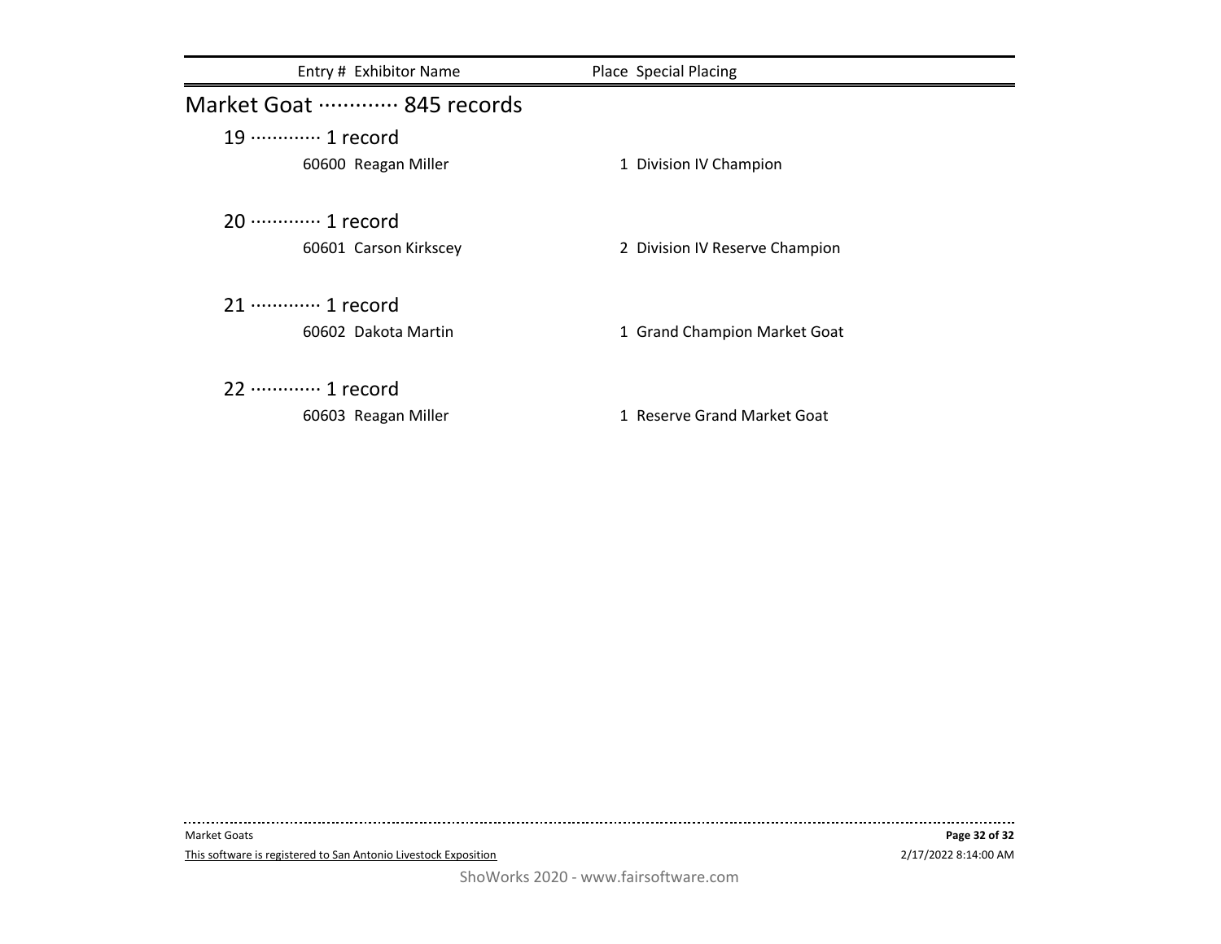| Entry # | Exhibitor Name | Place | Special Placing |
|---|---|---|---|

## Market Goat ············· 845 records

### 19 ············· 1 record

| | | | |
|---|---|---|---|
| 60600 | Reagan Miller | 1 | Division IV Champion |

### 20 ············· 1 record

| | | | |
|---|---|---|---|
| 60601 | Carson Kirkscey | 2 | Division IV Reserve Champion |

### 21 ············· 1 record

| | | | |
|---|---|---|---|
| 60602 | Dakota Martin | 1 | Grand Champion Market Goat |

### 22 ············· 1 record

| | | | |
|---|---|---|---|
| 60603 | Reagan Miller | 1 | Reserve Grand Market Goat |